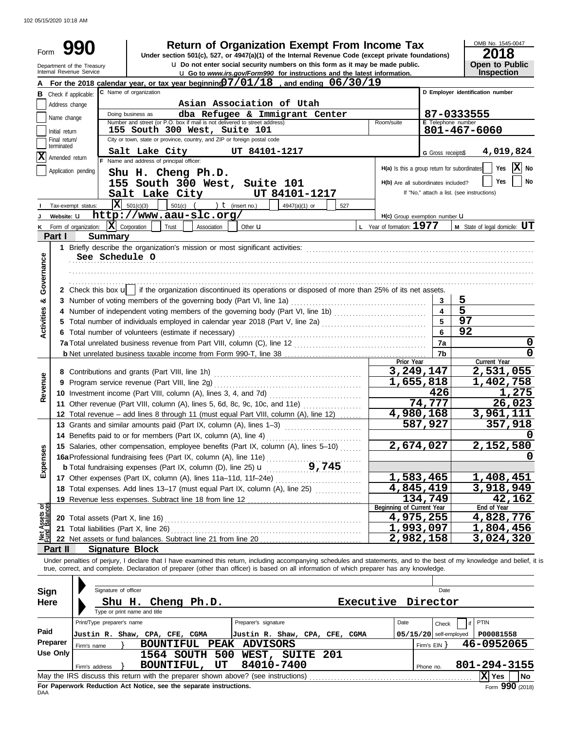102 05/15/2020 10:18 AM

Form **990**

Department of the Treasury
Internal Revenue Service

# Return of Organization Exempt From Income Tax

Under section 501(c), 527, or 4947(a)(1) of the Internal Revenue Code (except private foundations)

u Do not enter social security numbers on this form as it may be made public.

u Go to *www.irs.gov/Form990* for instructions and the latest information.

OMB No. 1545-0047

**2018**

**Open to Public Inspection**

**A** For the 2018 calendar year, or tax year beginning 07/01/18 , and ending 06/30/19

**B** Check if applicable:
- Address change
- Name change
- Initial return
- Final return/terminated
- [X] Amended return
- Application pending

**C** Name of organization: Asian Association of Utah

Doing business as: dba Refugee & Immigrant Center

Number and street (or P.O. box if mail is not delivered to street address): 155 South 300 West, Suite 101 | Room/suite

City or town, state or province, country, and ZIP or foreign postal code: Salt Lake City UT 84101-1217

**D** Employer identification number: 87-0333555

**E** Telephone number: 801-467-6060

**G** Gross receipts$ 4,019,824

**F** Name and address of principal officer:
Shu H. Cheng Ph.D.
155 South 300 West, Suite 101
Salt Lake City UT 84101-1217

H(a) Is this a group return for subordinates? Yes [X] No

H(b) Are all subordinates included? Yes No
If "No," attach a list. (see instructions)

**I** Tax-exempt status: [X] 501(c)(3) 501(c) ( ) t (insert no.) 4947(a)(1) or 527

**J** Website: u http://www.aau-slc.org/

H(c) Group exemption number u

**K** Form of organization: [X] Corporation Trust Association Other u

**L** Year of formation: 1977 **M** State of legal domicile: UT

## Part I Summary

**Activities & Governance**

1 Briefly describe the organization's mission or most significant activities:
See Schedule O

2 Check this box u [ ] if the organization discontinued its operations or disposed of more than 25% of its net assets.

| | | Line | Value |
|---|---|---|---|
| 3 | Number of voting members of the governing body (Part VI, line 1a) | 3 | 5 |
| 4 | Number of independent voting members of the governing body (Part VI, line 1b) | 4 | 5 |
| 5 | Total number of individuals employed in calendar year 2018 (Part V, line 2a) | 5 | 97 |
| 6 | Total number of volunteers (estimate if necessary) | 6 | 92 |
| 7a | Total unrelated business revenue from Part VIII, column (C), line 12 | 7a | 0 |
| b | Net unrelated business taxable income from Form 990-T, line 38 | 7b | 0 |

| | | Prior Year | Current Year |
|---|---|---|---|
| **Revenue** | | | |
| 8 | Contributions and grants (Part VIII, line 1h) | 3,249,147 | 2,531,055 |
| 9 | Program service revenue (Part VIII, line 2g) | 1,655,818 | 1,402,758 |
| 10 | Investment income (Part VIII, column (A), lines 3, 4, and 7d) | 426 | 1,275 |
| 11 | Other revenue (Part VIII, column (A), lines 5, 6d, 8c, 9c, 10c, and 11e) | 74,777 | 26,023 |
| 12 | Total revenue – add lines 8 through 11 (must equal Part VIII, column (A), line 12) | 4,980,168 | 3,961,111 |
| **Expenses** | | | |
| 13 | Grants and similar amounts paid (Part IX, column (A), lines 1–3) | 587,927 | 357,918 |
| 14 | Benefits paid to or for members (Part IX, column (A), line 4) | | 0 |
| 15 | Salaries, other compensation, employee benefits (Part IX, column (A), lines 5–10) | 2,674,027 | 2,152,580 |
| 16a | Professional fundraising fees (Part IX, column (A), line 11e) | | 0 |
| b | Total fundraising expenses (Part IX, column (D), line 25) u 9,745 | | |
| 17 | Other expenses (Part IX, column (A), lines 11a–11d, 11f–24e) | 1,583,465 | 1,408,451 |
| 18 | Total expenses. Add lines 13–17 (must equal Part IX, column (A), line 25) | 4,845,419 | 3,918,949 |
| 19 | Revenue less expenses. Subtract line 18 from line 12 | 134,749 | 42,162 |
| **Net Assets or Fund Balances** | | **Beginning of Current Year** | **End of Year** |
| 20 | Total assets (Part X, line 16) | 4,975,255 | 4,828,776 |
| 21 | Total liabilities (Part X, line 26) | 1,993,097 | 1,804,456 |
| 22 | Net assets or fund balances. Subtract line 21 from line 20 | 2,982,158 | 3,024,320 |

## Part II Signature Block

Under penalties of perjury, I declare that I have examined this return, including accompanying schedules and statements, and to the best of my knowledge and belief, it is true, correct, and complete. Declaration of preparer (other than officer) is based on all information of which preparer has any knowledge.

**Sign Here**

Signature of officer | Date

Shu H. Cheng Ph.D. Executive Director

Type or print name and title

**Paid Preparer Use Only**

| Print/Type preparer's name | Preparer's signature | Date | Check if self-employed | PTIN |
|---|---|---|---|---|
| Justin R. Shaw, CPA, CFE, CGMA | Justin R. Shaw, CPA, CFE, CGMA | 05/15/20 | | P00081558 |

Firm's name } BOUNTIFUL PEAK ADVISORS | Firm's EIN } 46-0952065

Firm's address } 1564 SOUTH 500 WEST, SUITE 201, BOUNTIFUL, UT 84010-7400 | Phone no. 801-294-3155

May the IRS discuss this return with the preparer shown above? (see instructions) [X] Yes No

**For Paperwork Reduction Act Notice, see the separate instructions.**

DAA

Form **990** (2018)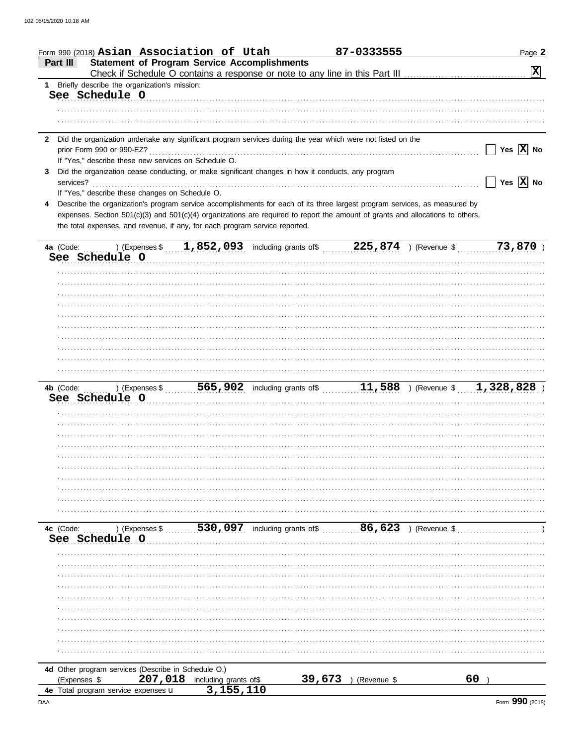Form 990 (2018) **Asian Association of Utah** **87-0333555**

## Part III Statement of Program Service Accomplishments

Check if Schedule O contains a response or note to any line in this Part III ..... [X]

**1** Briefly describe the organization's mission:

See Schedule O

**2** Did the organization undertake any significant program services during the year which were not listed on the prior Form 990 or 990-EZ? ..... [ ] Yes [X] No

If "Yes," describe these new services on Schedule O.

**3** Did the organization cease conducting, or make significant changes in how it conducts, any program services? ..... [ ] Yes [X] No

If "Yes," describe these changes on Schedule O.

**4** Describe the organization's program service accomplishments for each of its three largest program services, as measured by expenses. Section 501(c)(3) and 501(c)(4) organizations are required to report the amount of grants and allocations to others, the total expenses, and revenue, if any, for each program service reported.

**4a** (Code: ) (Expenses $ **1,852,093** including grants of$ **225,874** ) (Revenue $ **73,870** )

See Schedule O

**4b** (Code: ) (Expenses $ **565,902** including grants of$ **11,588** ) (Revenue $ **1,328,828** )

See Schedule O

**4c** (Code: ) (Expenses $ **530,097** including grants of$ **86,623** ) (Revenue $ )

See Schedule O

**4d** Other program services (Describe in Schedule O.)

(Expenses $ **207,018** including grants of$ **39,673** ) (Revenue $ **60** )

**4e** Total program service expenses **3,155,110**

Form **990** (2018)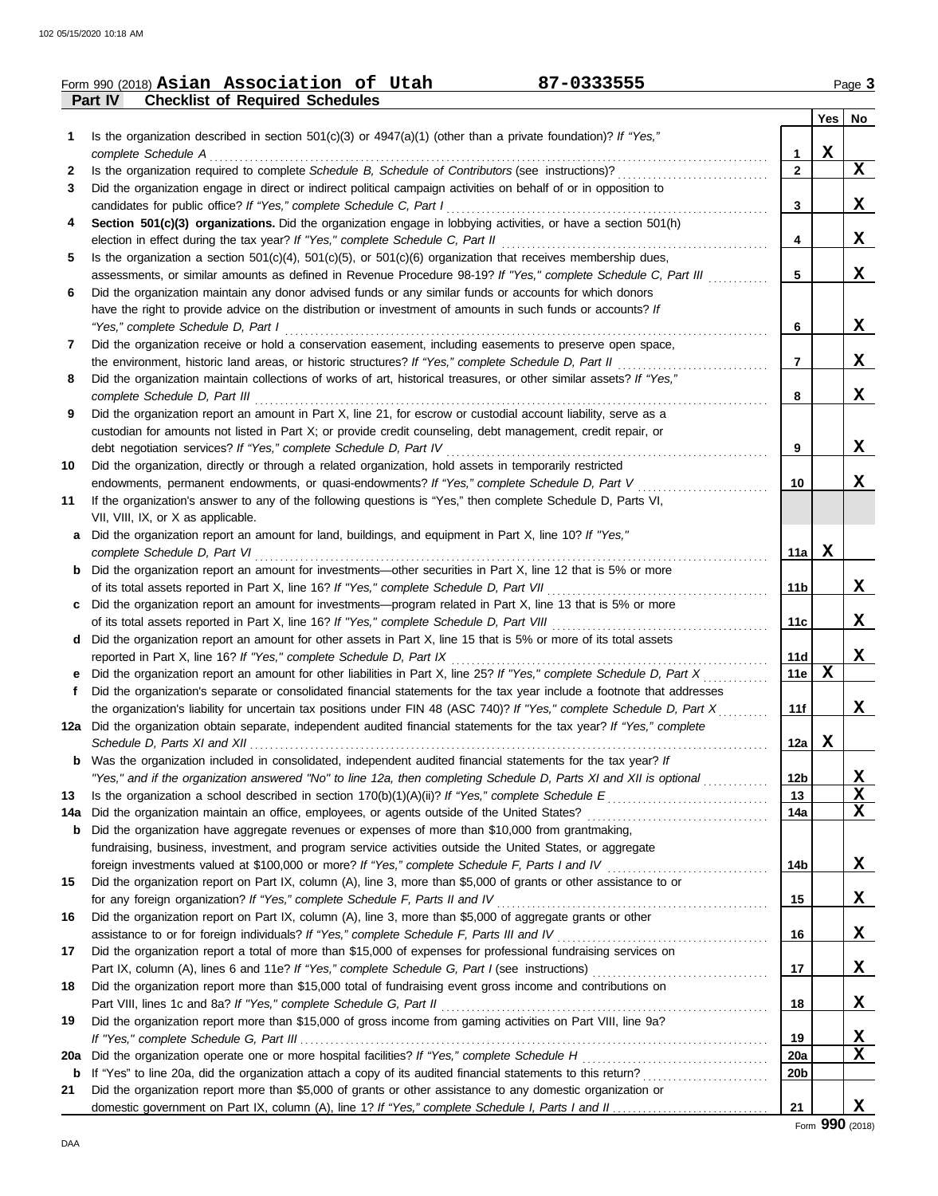Form 990 (2018) **Asian Association of Utah** **87-0333555** Page **3**

**Part IV Checklist of Required Schedules**

| | | | Yes | No |
|---|---|---|---|---|
| **1** | Is the organization described in section 501(c)(3) or 4947(a)(1) (other than a private foundation)? *If "Yes," complete Schedule A* | 1 | X | |
| **2** | Is the organization required to complete *Schedule B, Schedule of Contributors* (see instructions)? | 2 | | X |
| **3** | Did the organization engage in direct or indirect political campaign activities on behalf of or in opposition to candidates for public office? *If "Yes," complete Schedule C, Part I* | 3 | | X |
| **4** | **Section 501(c)(3) organizations.** Did the organization engage in lobbying activities, or have a section 501(h) election in effect during the tax year? *If "Yes," complete Schedule C, Part II* | 4 | | X |
| **5** | Is the organization a section 501(c)(4), 501(c)(5), or 501(c)(6) organization that receives membership dues, assessments, or similar amounts as defined in Revenue Procedure 98-19? *If "Yes," complete Schedule C, Part III* | 5 | | X |
| **6** | Did the organization maintain any donor advised funds or any similar funds or accounts for which donors have the right to provide advice on the distribution or investment of amounts in such funds or accounts? *If "Yes," complete Schedule D, Part I* | 6 | | X |
| **7** | Did the organization receive or hold a conservation easement, including easements to preserve open space, the environment, historic land areas, or historic structures? *If "Yes," complete Schedule D, Part II* | 7 | | X |
| **8** | Did the organization maintain collections of works of art, historical treasures, or other similar assets? *If "Yes," complete Schedule D, Part III* | 8 | | X |
| **9** | Did the organization report an amount in Part X, line 21, for escrow or custodial account liability, serve as a custodian for amounts not listed in Part X; or provide credit counseling, debt management, credit repair, or debt negotiation services? *If "Yes," complete Schedule D, Part IV* | 9 | | X |
| **10** | Did the organization, directly or through a related organization, hold assets in temporarily restricted endowments, permanent endowments, or quasi-endowments? *If "Yes," complete Schedule D, Part V* | 10 | | X |
| **11** | If the organization's answer to any of the following questions is "Yes," then complete Schedule D, Parts VI, VII, VIII, IX, or X as applicable. | | | |
| **a** | Did the organization report an amount for land, buildings, and equipment in Part X, line 10? *If "Yes," complete Schedule D, Part VI* | 11a | X | |
| **b** | Did the organization report an amount for investments—other securities in Part X, line 12 that is 5% or more of its total assets reported in Part X, line 16? *If "Yes," complete Schedule D, Part VII* | 11b | | X |
| **c** | Did the organization report an amount for investments—program related in Part X, line 13 that is 5% or more of its total assets reported in Part X, line 16? *If "Yes," complete Schedule D, Part VIII* | 11c | | X |
| **d** | Did the organization report an amount for other assets in Part X, line 15 that is 5% or more of its total assets reported in Part X, line 16? *If "Yes," complete Schedule D, Part IX* | 11d | | X |
| **e** | Did the organization report an amount for other liabilities in Part X, line 25? *If "Yes," complete Schedule D, Part X* | 11e | X | |
| **f** | Did the organization's separate or consolidated financial statements for the tax year include a footnote that addresses the organization's liability for uncertain tax positions under FIN 48 (ASC 740)? *If "Yes," complete Schedule D, Part X* | 11f | | X |
| **12a** | Did the organization obtain separate, independent audited financial statements for the tax year? *If "Yes," complete Schedule D, Parts XI and XII* | 12a | X | |
| **b** | Was the organization included in consolidated, independent audited financial statements for the tax year? *If "Yes," and if the organization answered "No" to line 12a, then completing Schedule D, Parts XI and XII is optional* | 12b | | X |
| **13** | Is the organization a school described in section 170(b)(1)(A)(ii)? *If "Yes," complete Schedule E* | 13 | | X |
| **14a** | Did the organization maintain an office, employees, or agents outside of the United States? | 14a | | X |
| **b** | Did the organization have aggregate revenues or expenses of more than $10,000 from grantmaking, fundraising, business, investment, and program service activities outside the United States, or aggregate foreign investments valued at $100,000 or more? *If "Yes," complete Schedule F, Parts I and IV* | 14b | | X |
| **15** | Did the organization report on Part IX, column (A), line 3, more than $5,000 of grants or other assistance to or for any foreign organization? *If "Yes," complete Schedule F, Parts II and IV* | 15 | | X |
| **16** | Did the organization report on Part IX, column (A), line 3, more than $5,000 of aggregate grants or other assistance to or for foreign individuals? *If "Yes," complete Schedule F, Parts III and IV* | 16 | | X |
| **17** | Did the organization report a total of more than $15,000 of expenses for professional fundraising services on Part IX, column (A), lines 6 and 11e? *If "Yes," complete Schedule G, Part I* (see instructions) | 17 | | X |
| **18** | Did the organization report more than $15,000 total of fundraising event gross income and contributions on Part VIII, lines 1c and 8a? *If "Yes," complete Schedule G, Part II* | 18 | | X |
| **19** | Did the organization report more than $15,000 of gross income from gaming activities on Part VIII, line 9a? *If "Yes," complete Schedule G, Part III* | 19 | | X |
| **20a** | Did the organization operate one or more hospital facilities? *If "Yes," complete Schedule H* | 20a | | X |
| **b** | If "Yes" to line 20a, did the organization attach a copy of its audited financial statements to this return? | 20b | | |
| **21** | Did the organization report more than $5,000 of grants or other assistance to any domestic organization or domestic government on Part IX, column (A), line 1? *If "Yes," complete Schedule I, Parts I and II* | 21 | | X |

Form **990** (2018)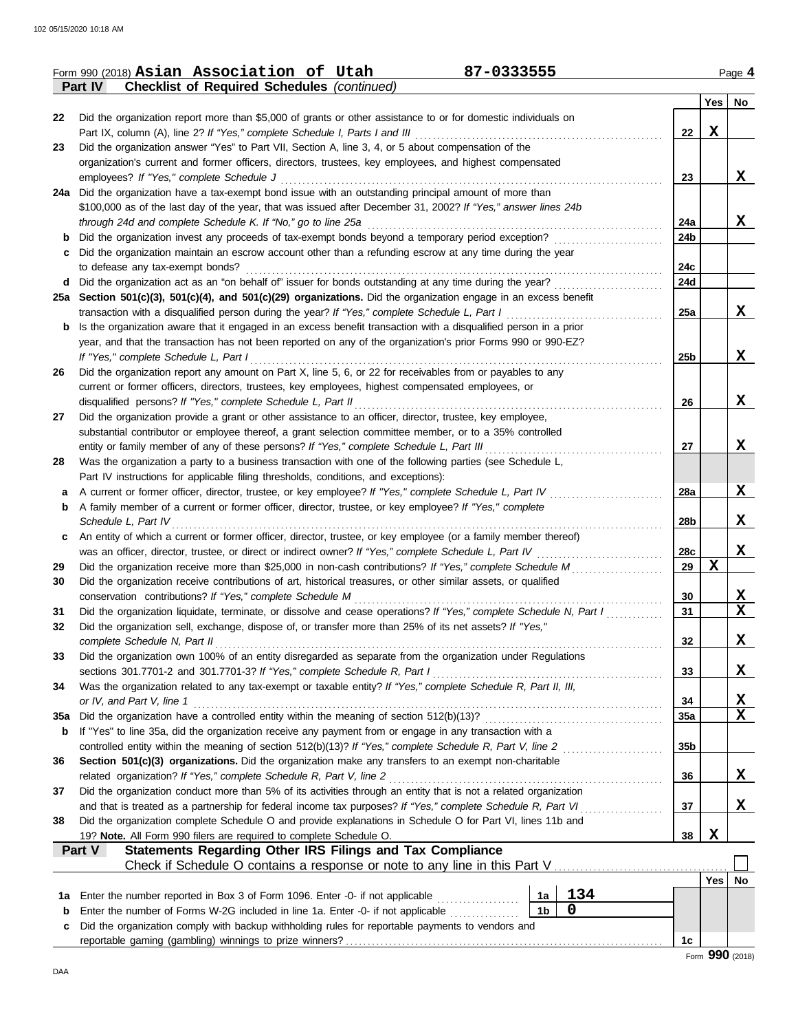Form 990 (2018) **Asian Association of Utah** **87-0333555** Page 4

**Part IV Checklist of Required Schedules** *(continued)*

| | | | Yes | No |
|---|---|---|---|---|
| 22 | Did the organization report more than $5,000 of grants or other assistance to or for domestic individuals on Part IX, column (A), line 2? *If "Yes," complete Schedule I, Parts I and III* | 22 | X | |
| 23 | Did the organization answer "Yes" to Part VII, Section A, line 3, 4, or 5 about compensation of the organization's current and former officers, directors, trustees, key employees, and highest compensated employees? *If "Yes," complete Schedule J* | 23 | | X |
| 24a | Did the organization have a tax-exempt bond issue with an outstanding principal amount of more than $100,000 as of the last day of the year, that was issued after December 31, 2002? *If "Yes," answer lines 24b through 24d and complete Schedule K. If "No," go to line 25a* | 24a | | X |
| b | Did the organization invest any proceeds of tax-exempt bonds beyond a temporary period exception? | 24b | | |
| c | Did the organization maintain an escrow account other than a refunding escrow at any time during the year to defease any tax-exempt bonds? | 24c | | |
| d | Did the organization act as an "on behalf of" issuer for bonds outstanding at any time during the year? | 24d | | |
| 25a | **Section 501(c)(3), 501(c)(4), and 501(c)(29) organizations.** Did the organization engage in an excess benefit transaction with a disqualified person during the year? *If "Yes," complete Schedule L, Part I* | 25a | | X |
| b | Is the organization aware that it engaged in an excess benefit transaction with a disqualified person in a prior year, and that the transaction has not been reported on any of the organization's prior Forms 990 or 990-EZ? *If "Yes," complete Schedule L, Part I* | 25b | | X |
| 26 | Did the organization report any amount on Part X, line 5, 6, or 22 for receivables from or payables to any current or former officers, directors, trustees, key employees, highest compensated employees, or disqualified persons? *If "Yes," complete Schedule L, Part II* | 26 | | X |
| 27 | Did the organization provide a grant or other assistance to an officer, director, trustee, key employee, substantial contributor or employee thereof, a grant selection committee member, or to a 35% controlled entity or family member of any of these persons? *If "Yes," complete Schedule L, Part III* | 27 | | X |
| 28 | Was the organization a party to a business transaction with one of the following parties (see Schedule L, Part IV instructions for applicable filing thresholds, conditions, and exceptions): | | | |
| a | A current or former officer, director, trustee, or key employee? *If "Yes," complete Schedule L, Part IV* | 28a | | X |
| b | A family member of a current or former officer, director, trustee, or key employee? *If "Yes," complete Schedule L, Part IV* | 28b | | X |
| c | An entity of which a current or former officer, director, trustee, or key employee (or a family member thereof) was an officer, director, trustee, or direct or indirect owner? *If "Yes," complete Schedule L, Part IV* | 28c | | X |
| 29 | Did the organization receive more than $25,000 in non-cash contributions? *If "Yes," complete Schedule M* | 29 | X | |
| 30 | Did the organization receive contributions of art, historical treasures, or other similar assets, or qualified conservation contributions? *If "Yes," complete Schedule M* | 30 | | X |
| 31 | Did the organization liquidate, terminate, or dissolve and cease operations? *If "Yes," complete Schedule N, Part I* | 31 | | X |
| 32 | Did the organization sell, exchange, dispose of, or transfer more than 25% of its net assets? *If "Yes," complete Schedule N, Part II* | 32 | | X |
| 33 | Did the organization own 100% of an entity disregarded as separate from the organization under Regulations sections 301.7701-2 and 301.7701-3? *If "Yes," complete Schedule R, Part I* | 33 | | X |
| 34 | Was the organization related to any tax-exempt or taxable entity? *If "Yes," complete Schedule R, Part II, III, or IV, and Part V, line 1* | 34 | | X |
| 35a | Did the organization have a controlled entity within the meaning of section 512(b)(13)? | 35a | | X |
| b | If "Yes" to line 35a, did the organization receive any payment from or engage in any transaction with a controlled entity within the meaning of section 512(b)(13)? *If "Yes," complete Schedule R, Part V, line 2* | 35b | | |
| 36 | **Section 501(c)(3) organizations.** Did the organization make any transfers to an exempt non-charitable related organization? *If "Yes," complete Schedule R, Part V, line 2* | 36 | | X |
| 37 | Did the organization conduct more than 5% of its activities through an entity that is not a related organization and that is treated as a partnership for federal income tax purposes? *If "Yes," complete Schedule R, Part VI* | 37 | | X |
| 38 | Did the organization complete Schedule O and provide explanations in Schedule O for Part VI, lines 11b and 19? **Note.** All Form 990 filers are required to complete Schedule O. | 38 | X | |

**Part V Statements Regarding Other IRS Filings and Tax Compliance**

Check if Schedule O contains a response or note to any line in this Part V ☐

| | | | | | Yes | No |
|---|---|---|---|---|---|---|
| 1a | Enter the number reported in Box 3 of Form 1096. Enter -0- if not applicable | 1a | 134 | | | |
| b | Enter the number of Forms W-2G included in line 1a. Enter -0- if not applicable | 1b | 0 | | | |
| c | Did the organization comply with backup withholding rules for reportable payments to vendors and reportable gaming (gambling) winnings to prize winners? | | | 1c | | |

Form **990** (2018)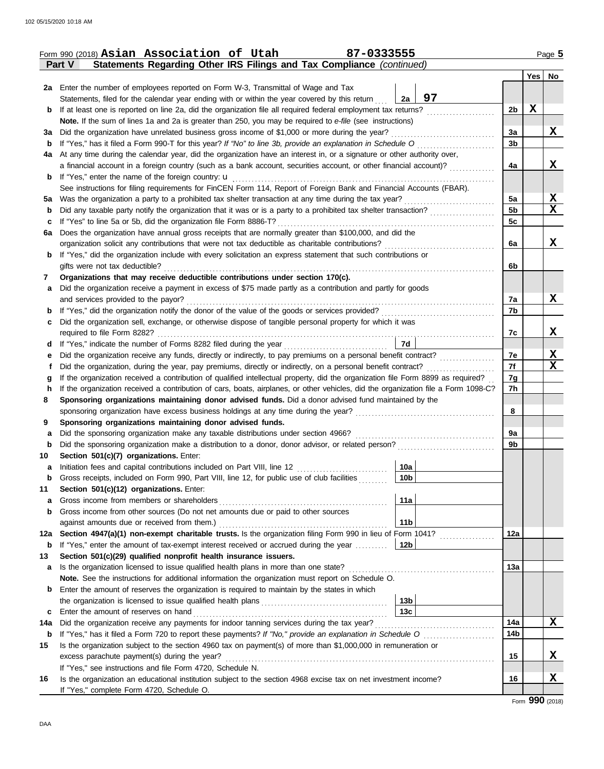Form 990 (2018) **Asian Association of Utah** **87-0333555**

**Part V Statements Regarding Other IRS Filings and Tax Compliance** *(continued)*

| | | | | Yes | No |
|---|---|---|---|---|---|
| **2a** | Enter the number of employees reported on Form W-3, Transmittal of Wage and Tax Statements, filed for the calendar year ending with or within the year covered by this return | 2a 97 | | | |
| **b** | If at least one is reported on line 2a, did the organization file all required federal employment tax returns? | | 2b | X | |
| | **Note.** If the sum of lines 1a and 2a is greater than 250, you may be required to *e-file* (see instructions) | | | | |
| **3a** | Did the organization have unrelated business gross income of $1,000 or more during the year? | | 3a | | X |
| **b** | If "Yes," has it filed a Form 990-T for this year? *If "No" to line 3b, provide an explanation in Schedule O* | | 3b | | |
| **4a** | At any time during the calendar year, did the organization have an interest in, or a signature or other authority over, a financial account in a foreign country (such as a bank account, securities account, or other financial account)? | | 4a | | X |
| **b** | If "Yes," enter the name of the foreign country: u | | | | |
| | See instructions for filing requirements for FinCEN Form 114, Report of Foreign Bank and Financial Accounts (FBAR). | | | | |
| **5a** | Was the organization a party to a prohibited tax shelter transaction at any time during the tax year? | | 5a | | X |
| **b** | Did any taxable party notify the organization that it was or is a party to a prohibited tax shelter transaction? | | 5b | | X |
| **c** | If "Yes" to line 5a or 5b, did the organization file Form 8886-T? | | 5c | | |
| **6a** | Does the organization have annual gross receipts that are normally greater than $100,000, and did the organization solicit any contributions that were not tax deductible as charitable contributions? | | 6a | | X |
| **b** | If "Yes," did the organization include with every solicitation an express statement that such contributions or gifts were not tax deductible? | | 6b | | |
| **7** | **Organizations that may receive deductible contributions under section 170(c).** | | | | |
| **a** | Did the organization receive a payment in excess of $75 made partly as a contribution and partly for goods and services provided to the payor? | | 7a | | X |
| **b** | If "Yes," did the organization notify the donor of the value of the goods or services provided? | | 7b | | |
| **c** | Did the organization sell, exchange, or otherwise dispose of tangible personal property for which it was required to file Form 8282? | | 7c | | X |
| **d** | If "Yes," indicate the number of Forms 8282 filed during the year | 7d | | | |
| **e** | Did the organization receive any funds, directly or indirectly, to pay premiums on a personal benefit contract? | | 7e | | X |
| **f** | Did the organization, during the year, pay premiums, directly or indirectly, on a personal benefit contract? | | 7f | | X |
| **g** | If the organization received a contribution of qualified intellectual property, did the organization file Form 8899 as required? | | 7g | | |
| **h** | If the organization received a contribution of cars, boats, airplanes, or other vehicles, did the organization file a Form 1098-C? | | 7h | | |
| **8** | **Sponsoring organizations maintaining donor advised funds.** Did a donor advised fund maintained by the sponsoring organization have excess business holdings at any time during the year? | | 8 | | |
| **9** | **Sponsoring organizations maintaining donor advised funds.** | | | | |
| **a** | Did the sponsoring organization make any taxable distributions under section 4966? | | 9a | | |
| **b** | Did the sponsoring organization make a distribution to a donor, donor advisor, or related person? | | 9b | | |
| **10** | **Section 501(c)(7) organizations.** Enter: | | | | |
| **a** | Initiation fees and capital contributions included on Part VIII, line 12 | 10a | | | |
| **b** | Gross receipts, included on Form 990, Part VIII, line 12, for public use of club facilities | 10b | | | |
| **11** | **Section 501(c)(12) organizations.** Enter: | | | | |
| **a** | Gross income from members or shareholders | 11a | | | |
| **b** | Gross income from other sources (Do not net amounts due or paid to other sources against amounts due or received from them.) | 11b | | | |
| **12a** | **Section 4947(a)(1) non-exempt charitable trusts.** Is the organization filing Form 990 in lieu of Form 1041? | | 12a | | |
| **b** | If "Yes," enter the amount of tax-exempt interest received or accrued during the year | 12b | | | |
| **13** | **Section 501(c)(29) qualified nonprofit health insurance issuers.** | | | | |
| **a** | Is the organization licensed to issue qualified health plans in more than one state? | | 13a | | |
| | **Note.** See the instructions for additional information the organization must report on Schedule O. | | | | |
| **b** | Enter the amount of reserves the organization is required to maintain by the states in which the organization is licensed to issue qualified health plans | 13b | | | |
| **c** | Enter the amount of reserves on hand | 13c | | | |
| **14a** | Did the organization receive any payments for indoor tanning services during the tax year? | | 14a | | X |
| **b** | If "Yes," has it filed a Form 720 to report these payments? *If "No," provide an explanation in Schedule O* | | 14b | | |
| **15** | Is the organization subject to the section 4960 tax on payment(s) of more than $1,000,000 in remuneration or excess parachute payment(s) during the year? | | 15 | | X |
| | If "Yes," see instructions and file Form 4720, Schedule N. | | | | |
| **16** | Is the organization an educational institution subject to the section 4968 excise tax on net investment income? | | 16 | | X |
| | If "Yes," complete Form 4720, Schedule O. | | | | |

Form **990** (2018)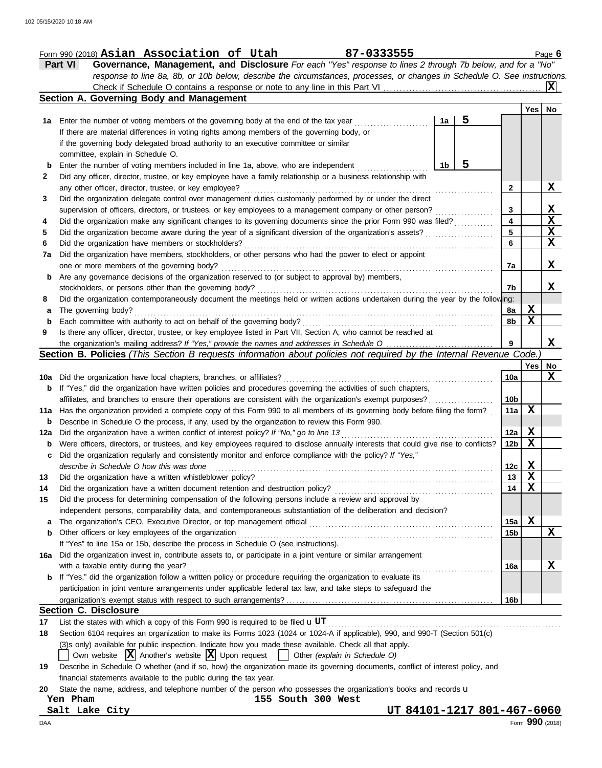Form 990 (2018) **Asian Association of Utah** **87-0333555**

**Part VI Governance, Management, and Disclosure** *For each "Yes" response to lines 2 through 7b below, and for a "No" response to line 8a, 8b, or 10b below, describe the circumstances, processes, or changes in Schedule O. See instructions.*

Check if Schedule O contains a response or note to any line in this Part VI ..... **[X]**

## Section A. Governing Body and Management

| | | | | Yes | No |
|---|---|---|---|---|---|
| **1a** | Enter the number of voting members of the governing body at the end of the tax year ..... **1a** **5** If there are material differences in voting rights among members of the governing body, or if the governing body delegated broad authority to an executive committee or similar committee, explain in Schedule O. | | | | |
| **b** | Enter the number of voting members included in line 1a, above, who are independent ..... **1b** **5** | | | | |
| **2** | Did any officer, director, trustee, or key employee have a family relationship or a business relationship with any other officer, director, trustee, or key employee? | **2** | | | X |
| **3** | Did the organization delegate control over management duties customarily performed by or under the direct supervision of officers, directors, or trustees, or key employees to a management company or other person? | **3** | | | X |
| **4** | Did the organization make any significant changes to its governing documents since the prior Form 990 was filed? | **4** | | | X |
| **5** | Did the organization become aware during the year of a significant diversion of the organization's assets? | **5** | | | X |
| **6** | Did the organization have members or stockholders? | **6** | | | X |
| **7a** | Did the organization have members, stockholders, or other persons who had the power to elect or appoint one or more members of the governing body? | **7a** | | | X |
| **b** | Are any governance decisions of the organization reserved to (or subject to approval by) members, stockholders, or persons other than the governing body? | **7b** | | | X |
| **8** | Did the organization contemporaneously document the meetings held or written actions undertaken during the year by the following: | | | | |
| **a** | The governing body? | **8a** | | X | |
| **b** | Each committee with authority to act on behalf of the governing body? | **8b** | | X | |
| **9** | Is there any officer, director, trustee, or key employee listed in Part VII, Section A, who cannot be reached at the organization's mailing address? *If "Yes," provide the names and addresses in Schedule O* | **9** | | | X |

## Section B. Policies *(This Section B requests information about policies not required by the Internal Revenue Code.)*

| | | | Yes | No |
|---|---|---|---|---|
| **10a** | Did the organization have local chapters, branches, or affiliates? | **10a** | | X |
| **b** | If "Yes," did the organization have written policies and procedures governing the activities of such chapters, affiliates, and branches to ensure their operations are consistent with the organization's exempt purposes? | **10b** | | |
| **11a** | Has the organization provided a complete copy of this Form 990 to all members of its governing body before filing the form? | **11a** | X | |
| **b** | Describe in Schedule O the process, if any, used by the organization to review this Form 990. | | | |
| **12a** | Did the organization have a written conflict of interest policy? *If "No," go to line 13* | **12a** | X | |
| **b** | Were officers, directors, or trustees, and key employees required to disclose annually interests that could give rise to conflicts? | **12b** | X | |
| **c** | Did the organization regularly and consistently monitor and enforce compliance with the policy? *If "Yes," describe in Schedule O how this was done* | **12c** | X | |
| **13** | Did the organization have a written whistleblower policy? | **13** | X | |
| **14** | Did the organization have a written document retention and destruction policy? | **14** | X | |
| **15** | Did the process for determining compensation of the following persons include a review and approval by independent persons, comparability data, and contemporaneous substantiation of the deliberation and decision? | | | |
| **a** | The organization's CEO, Executive Director, or top management official | **15a** | X | |
| **b** | Other officers or key employees of the organization | **15b** | | X |
| | If "Yes" to line 15a or 15b, describe the process in Schedule O (see instructions). | | | |
| **16a** | Did the organization invest in, contribute assets to, or participate in a joint venture or similar arrangement with a taxable entity during the year? | **16a** | | X |
| **b** | If "Yes," did the organization follow a written policy or procedure requiring the organization to evaluate its participation in joint venture arrangements under applicable federal tax law, and take steps to safeguard the organization's exempt status with respect to such arrangements? | **16b** | | |

## Section C. Disclosure

**17** List the states with which a copy of this Form 990 is required to be filed **UT**

**18** Section 6104 requires an organization to make its Forms 1023 (1024 or 1024-A if applicable), 990, and 990-T (Section 501(c)(3)s only) available for public inspection. Indicate how you made these available. Check all that apply.

[ ] Own website [X] Another's website [X] Upon request [ ] Other *(explain in Schedule O)*

**19** Describe in Schedule O whether (and if so, how) the organization made its governing documents, conflict of interest policy, and financial statements available to the public during the tax year.

**20** State the name, address, and telephone number of the person who possesses the organization's books and records

**Yen Pham** **155 South 300 West**
**Salt Lake City** **UT 84101-1217 801-467-6060**

Form **990** (2018)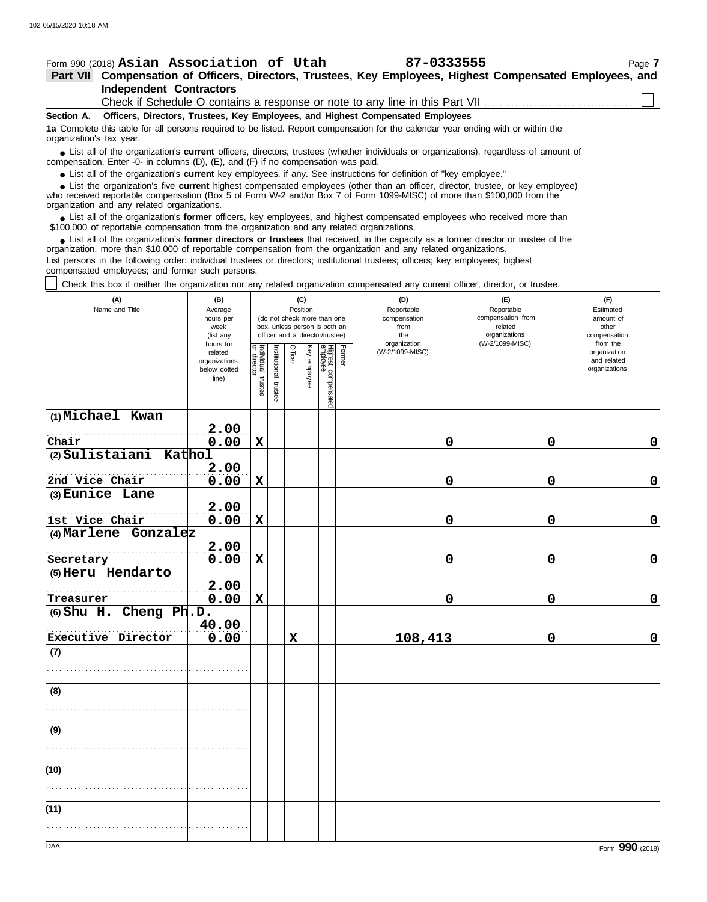Form 990 (2018) **Asian Association of Utah** **87-0333555**

## Part VII Compensation of Officers, Directors, Trustees, Key Employees, Highest Compensated Employees, and Independent Contractors

Check if Schedule O contains a response or note to any line in this Part VII . . . . . . . . . . . . . . . . . . . . . . . . . . . . . . . . . . . . . . . . ☐

### Section A. Officers, Directors, Trustees, Key Employees, and Highest Compensated Employees

**1a** Complete this table for all persons required to be listed. Report compensation for the calendar year ending with or within the organization's tax year.

- List all of the organization's **current** officers, directors, trustees (whether individuals or organizations), regardless of amount of compensation. Enter -0- in columns (D), (E), and (F) if no compensation was paid.
- List all of the organization's **current** key employees, if any. See instructions for definition of "key employee."
- List the organization's five **current** highest compensated employees (other than an officer, director, trustee, or key employee) who received reportable compensation (Box 5 of Form W-2 and/or Box 7 of Form 1099-MISC) of more than $100,000 from the organization and any related organizations.
- List all of the organization's **former** officers, key employees, and highest compensated employees who received more than $100,000 of reportable compensation from the organization and any related organizations.
- List all of the organization's **former directors or trustees** that received, in the capacity as a former director or trustee of the organization, more than $10,000 of reportable compensation from the organization and any related organizations.

List persons in the following order: individual trustees or directors; institutional trustees; officers; key employees; highest compensated employees; and former such persons.

☐ Check this box if neither the organization nor any related organization compensated any current officer, director, or trustee.

| (A) Name and Title | (B) Average hours per week (list any hours for related organizations below dotted line) | (C) Position (do not check more than one box, unless person is both an officer and a director/trustee) | | | | | | (D) Reportable compensation from the organization (W-2/1099-MISC) | (E) Reportable compensation from related organizations (W-2/1099-MISC) | (F) Estimated amount of other compensation from the organization and related organizations |
|---|---|---|---|---|---|---|---|---|---|---|
| | | Individual trustee or director | Institutional trustee | Officer | Key employee | Highest compensated employee | Former | | | |
| (1) Michael Kwan<br>Chair | 2.00<br>0.00 | X | | | | | | 0 | 0 | 0 |
| (2) Sulistaiani Kathol<br>2nd Vice Chair | 2.00<br>0.00 | X | | | | | | 0 | 0 | 0 |
| (3) Eunice Lane<br>1st Vice Chair | 2.00<br>0.00 | X | | | | | | 0 | 0 | 0 |
| (4) Marlene Gonzalez<br>Secretary | 2.00<br>0.00 | X | | | | | | 0 | 0 | 0 |
| (5) Heru Hendarto<br>Treasurer | 2.00<br>0.00 | X | | | | | | 0 | 0 | 0 |
| (6) Shu H. Cheng Ph.D.<br>Executive Director | 40.00<br>0.00 | | | X | | | | 108,413 | 0 | 0 |
| (7) | | | | | | | | | | |
| (8) | | | | | | | | | | |
| (9) | | | | | | | | | | |
| (10) | | | | | | | | | | |
| (11) | | | | | | | | | | |

DAA Form **990** (2018)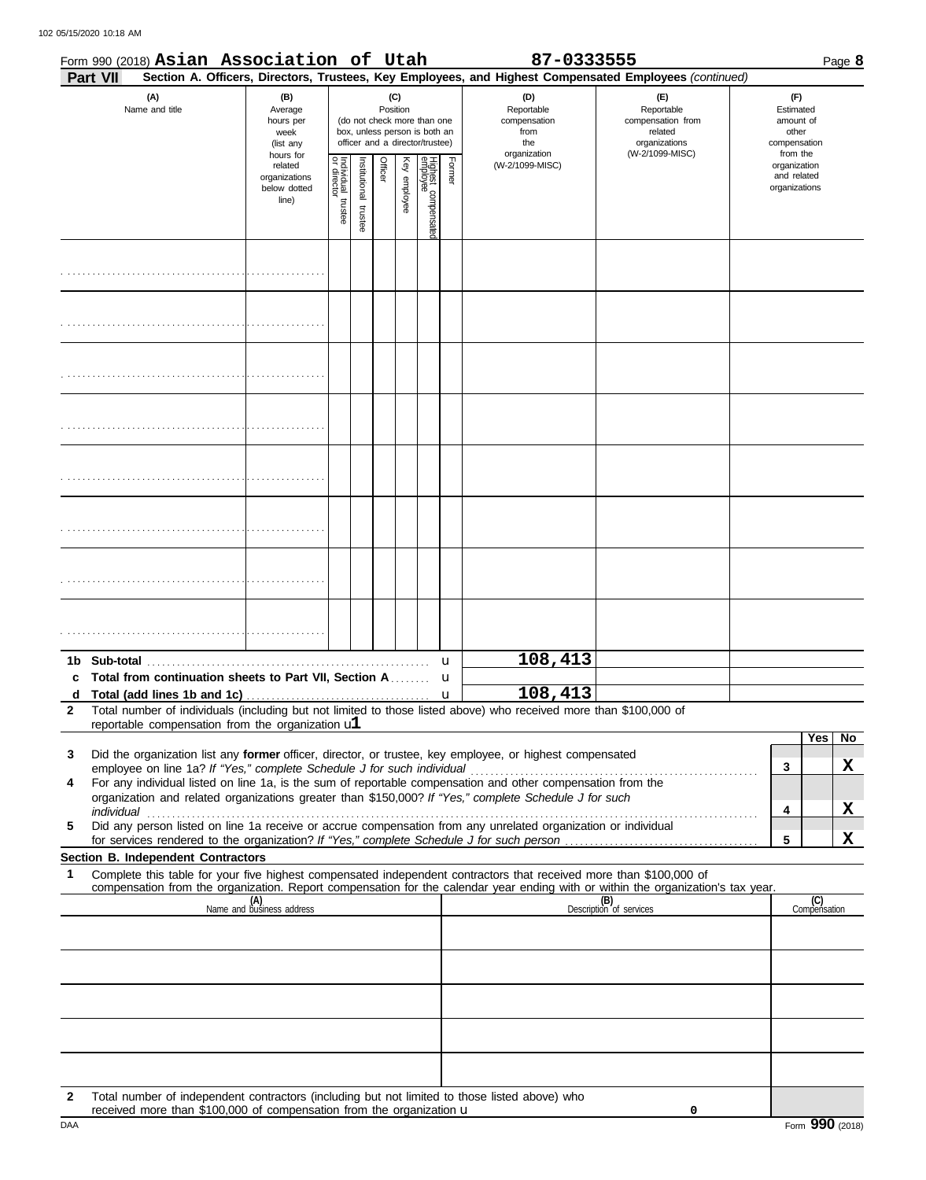Form 990 (2018) **Asian Association of Utah** **87-0333555** Page **8**

**Part VII** **Section A. Officers, Directors, Trustees, Key Employees, and Highest Compensated Employees** *(continued)*

| (A) Name and title | (B) Average hours per week (list any hours for related organizations below dotted line) | (C) Position (do not check more than one box, unless person is both an officer and a director/trustee) | | | | | | (D) Reportable compensation from the organization (W-2/1099-MISC) | (E) Reportable compensation from related organizations (W-2/1099-MISC) | (F) Estimated amount of other compensation from the organization and related organizations |
|---|---|---|---|---|---|---|---|---|---|---|
| | | Individual trustee or director | Institutional trustee | Officer | Key employee | Highest compensated employee | Former | | | |
| | | | | | | | | | | |
| | | | | | | | | | | |
| | | | | | | | | | | |
| | | | | | | | | | | |
| | | | | | | | | | | |
| | | | | | | | | | | |
| | | | | | | | | | | |
| | | | | | | | | | | |

| | | (D) | (E) | (F) |
|---|---|---|---|---|
| 1b | Sub-total | 108,413 | | |
| c | Total from continuation sheets to Part VII, Section A | | | |
| d | Total (add lines 1b and 1c) | 108,413 | | |

**2** Total number of individuals (including but not limited to those listed above) who received more than $100,000 of reportable compensation from the organization u**1**

| | | | Yes | No |
|---|---|---|---|---|
| 3 | Did the organization list any **former** officer, director, or trustee, key employee, or highest compensated employee on line 1a? *If "Yes," complete Schedule J for such individual* | 3 | | X |
| 4 | For any individual listed on line 1a, is the sum of reportable compensation and other compensation from the organization and related organizations greater than $150,000? *If "Yes," complete Schedule J for such individual* | 4 | | X |
| 5 | Did any person listed on line 1a receive or accrue compensation from any unrelated organization or individual for services rendered to the organization? *If "Yes," complete Schedule J for such person* | 5 | | X |

**Section B. Independent Contractors**

**1** Complete this table for your five highest compensated independent contractors that received more than $100,000 of compensation from the organization. Report compensation for the calendar year ending with or within the organization's tax year.

| (A) Name and business address | (B) Description of services | (C) Compensation |
|---|---|---|
| | | |
| | | |
| | | |
| | | |
| | | |

**2** Total number of independent contractors (including but not limited to those listed above) who received more than $100,000 of compensation from the organization u **0**

Form **990** (2018)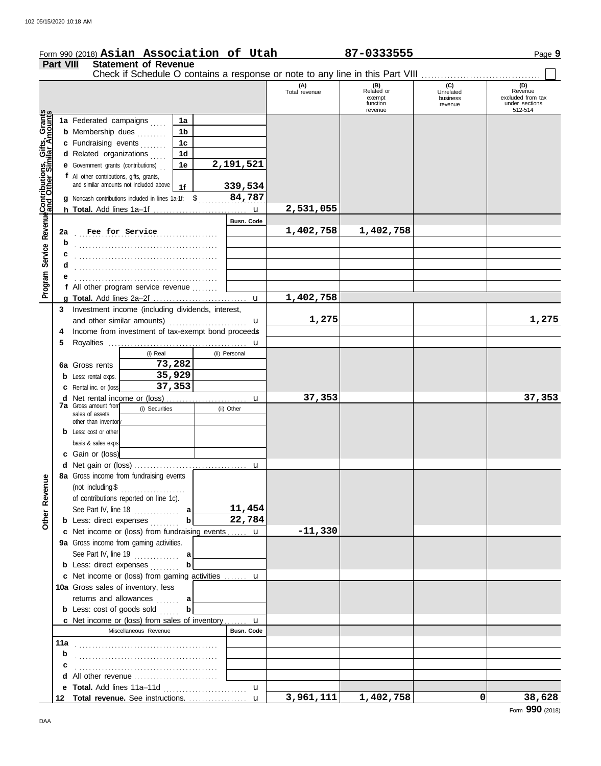Form 990 (2018) **Asian Association of Utah** **87-0333555**

## Part VIII Statement of Revenue

Check if Schedule O contains a response or note to any line in this Part VIII . . . . . . . . . . . . . . . . . . . . . . . . . . . . . . . . . . . . ☐

| Section | Line | Description | | | (A) Total revenue | (B) Related or exempt function revenue | (C) Unrelated business revenue | (D) Revenue excluded from tax under sections 512-514 |
|---|---|---|---|---|---|---|---|---|
| Contributions, Gifts, Grants and Other Similar Amounts | 1a | Federated campaigns | 1a | | | | | |
| | b | Membership dues | 1b | | | | | |
| | c | Fundraising events | 1c | | | | | |
| | d | Related organizations | 1d | | | | | |
| | e | Government grants (contributions) | 1e | 2,191,521 | | | | |
| | f | All other contributions, gifts, grants, and similar amounts not included above | 1f | 339,534 | | | | |
| | g | Noncash contributions included in lines 1a-1f: $ 84,787 | | | | | | |
| | h | **Total.** Add lines 1a–1f | | u | 2,531,055 | | | |
| Program Service Revenue | | | | Busn. Code | | | | |
| | 2a | Fee for Service | | | 1,402,758 | 1,402,758 | | |
| | b | | | | | | | |
| | c | | | | | | | |
| | d | | | | | | | |
| | e | | | | | | | |
| | f | All other program service revenue | | | | | | |
| | g | **Total.** Add lines 2a–2f | | u | 1,402,758 | | | |
| Other Revenue | 3 | Investment income (including dividends, interest, and other similar amounts) | | u | 1,275 | | | 1,275 |
| | 4 | Income from investment of tax-exempt bond proceeds | | u | | | | |
| | 5 | Royalties | | u | | | | |
| | | | (i) Real | (ii) Personal | | | | |
| | 6a | Gross rents | 73,282 | | | | | |
| | b | Less: rental exps. | 35,929 | | | | | |
| | c | Rental inc. or (loss) | 37,353 | | | | | |
| | d | Net rental income or (loss) | | u | 37,353 | | | 37,353 |
| | | | (i) Securities | (ii) Other | | | | |
| | 7a | Gross amount from sales of assets other than inventory | | | | | | |
| | b | Less: cost or other basis & sales exps. | | | | | | |
| | c | Gain or (loss) | | | | | | |
| | d | Net gain or (loss) | | u | | | | |
| | 8a | Gross income from fundraising events (not including $ ............ of contributions reported on line 1c). See Part IV, line 18 | a | 11,454 | | | | |
| | b | Less: direct expenses | b | 22,784 | | | | |
| | c | Net income or (loss) from fundraising events | | u | -11,330 | | | |
| | 9a | Gross income from gaming activities. See Part IV, line 19 | a | | | | | |
| | b | Less: direct expenses | b | | | | | |
| | c | Net income or (loss) from gaming activities | | u | | | | |
| | 10a | Gross sales of inventory, less returns and allowances | a | | | | | |
| | b | Less: cost of goods sold | b | | | | | |
| | c | Net income or (loss) from sales of inventory | | u | | | | |
| | | Miscellaneous Revenue | | Busn. Code | | | | |
| | 11a | | | | | | | |
| | b | | | | | | | |
| | c | | | | | | | |
| | d | All other revenue | | | | | | |
| | e | **Total.** Add lines 11a–11d | | u | | | | |
| | 12 | **Total revenue.** See instructions. | | u | 3,961,111 | 1,402,758 | 0 | 38,628 |

Form **990** (2018)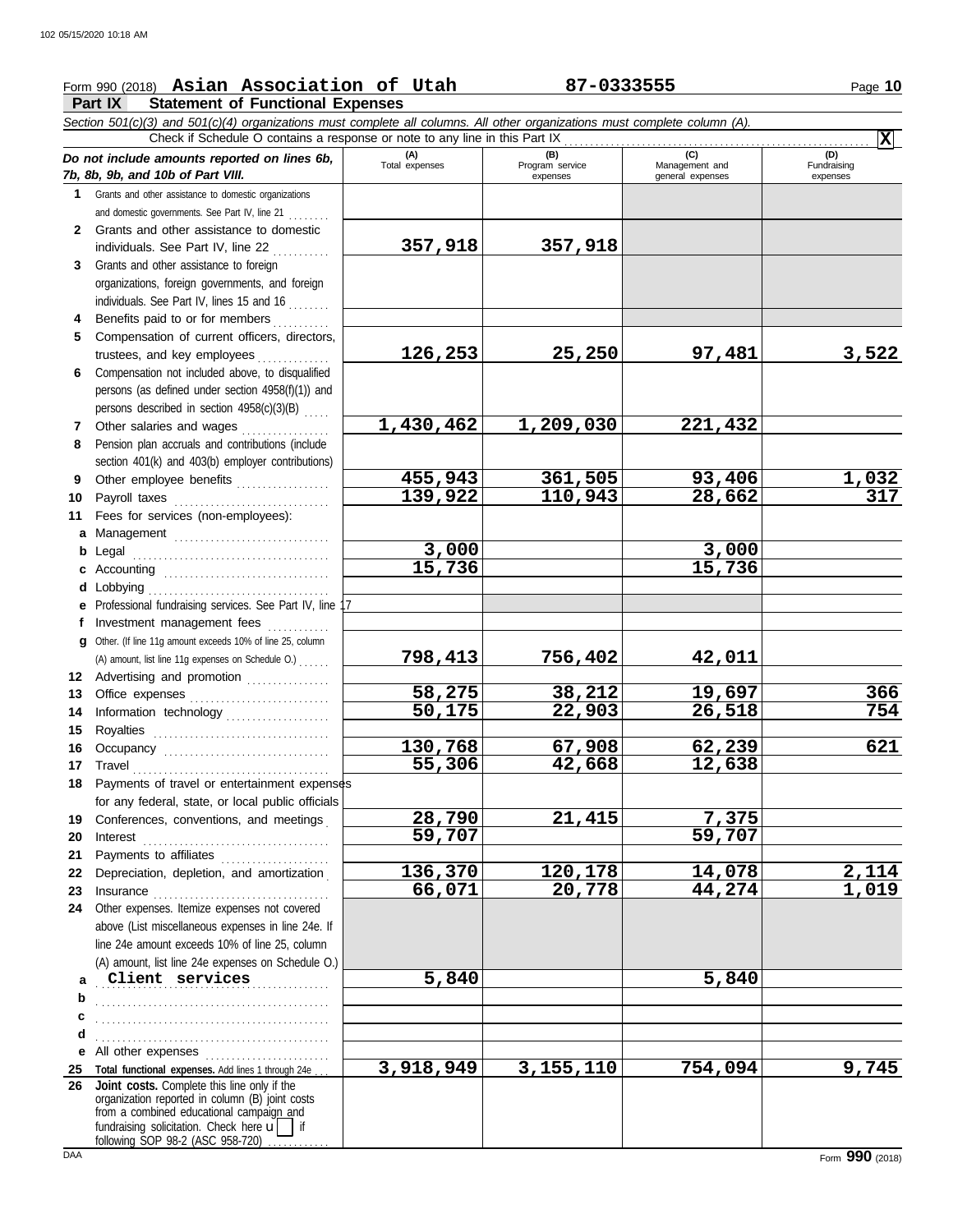Form 990 (2018) **Asian Association of Utah** **87-0333555**

## Part IX Statement of Functional Expenses

*Section 501(c)(3) and 501(c)(4) organizations must complete all columns. All other organizations must complete column (A).*

Check if Schedule O contains a response or note to any line in this Part IX .......... **X**

| *Do not include amounts reported on lines 6b, 7b, 8b, 9b, and 10b of Part VIII.* | (A) Total expenses | (B) Program service expenses | (C) Management and general expenses | (D) Fundraising expenses |
|---|---|---|---|---|
| **1** Grants and other assistance to domestic organizations and domestic governments. See Part IV, line 21 | | | | |
| **2** Grants and other assistance to domestic individuals. See Part IV, line 22 | 357,918 | 357,918 | | |
| **3** Grants and other assistance to foreign organizations, foreign governments, and foreign individuals. See Part IV, lines 15 and 16 | | | | |
| **4** Benefits paid to or for members | | | | |
| **5** Compensation of current officers, directors, trustees, and key employees | 126,253 | 25,250 | 97,481 | 3,522 |
| **6** Compensation not included above, to disqualified persons (as defined under section 4958(f)(1)) and persons described in section 4958(c)(3)(B) | | | | |
| **7** Other salaries and wages | 1,430,462 | 1,209,030 | 221,432 | |
| **8** Pension plan accruals and contributions (include section 401(k) and 403(b) employer contributions) | | | | |
| **9** Other employee benefits | 455,943 | 361,505 | 93,406 | 1,032 |
| **10** Payroll taxes | 139,922 | 110,943 | 28,662 | 317 |
| **11** Fees for services (non-employees): | | | | |
| **a** Management | | | | |
| **b** Legal | 3,000 | | 3,000 | |
| **c** Accounting | 15,736 | | 15,736 | |
| **d** Lobbying | | | | |
| **e** Professional fundraising services. See Part IV, line 17 | | | | |
| **f** Investment management fees | | | | |
| **g** Other. (If line 11g amount exceeds 10% of line 25, column (A) amount, list line 11g expenses on Schedule O.) | 798,413 | 756,402 | 42,011 | |
| **12** Advertising and promotion | | | | |
| **13** Office expenses | 58,275 | 38,212 | 19,697 | 366 |
| **14** Information technology | 50,175 | 22,903 | 26,518 | 754 |
| **15** Royalties | | | | |
| **16** Occupancy | 130,768 | 67,908 | 62,239 | 621 |
| **17** Travel | 55,306 | 42,668 | 12,638 | |
| **18** Payments of travel or entertainment expenses for any federal, state, or local public officials | | | | |
| **19** Conferences, conventions, and meetings | 28,790 | 21,415 | 7,375 | |
| **20** Interest | 59,707 | | 59,707 | |
| **21** Payments to affiliates | | | | |
| **22** Depreciation, depletion, and amortization | 136,370 | 120,178 | 14,078 | 2,114 |
| **23** Insurance | 66,071 | 20,778 | 44,274 | 1,019 |
| **24** Other expenses. Itemize expenses not covered above (List miscellaneous expenses in line 24e. If line 24e amount exceeds 10% of line 25, column (A) amount, list line 24e expenses on Schedule O.) | | | | |
| **a** Client services | 5,840 | | 5,840 | |
| **b** | | | | |
| **c** | | | | |
| **d** | | | | |
| **e** All other expenses | | | | |
| **25 Total functional expenses.** Add lines 1 through 24e | 3,918,949 | 3,155,110 | 754,094 | 9,745 |
| **26 Joint costs.** Complete this line only if the organization reported in column (B) joint costs from a combined educational campaign and fundraising solicitation. Check here ☐ if following SOP 98-2 (ASC 958-720) | | | | |

Form **990** (2018)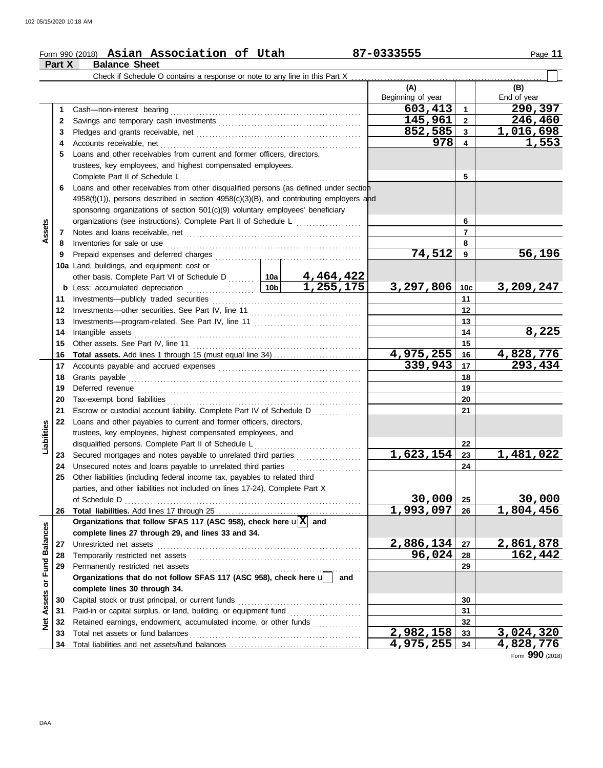102 05/15/2020 10:18 AM

Form 990 (2018) **Asian Association of Utah** **87-0333555**

## Part X Balance Sheet

Check if Schedule O contains a response or note to any line in this Part X ☐

| | | | (A) Beginning of year | | (B) End of year |
|---|---|---|---|---|---|
| **Assets** | 1 | Cash—non-interest bearing | 603,413 | 1 | 290,397 |
| | 2 | Savings and temporary cash investments | 145,961 | 2 | 246,460 |
| | 3 | Pledges and grants receivable, net | 852,585 | 3 | 1,016,698 |
| | 4 | Accounts receivable, net | 978 | 4 | 1,553 |
| | 5 | Loans and other receivables from current and former officers, directors, trustees, key employees, and highest compensated employees. Complete Part II of Schedule L | | 5 | |
| | 6 | Loans and other receivables from other disqualified persons (as defined under section 4958(f)(1)), persons described in section 4958(c)(3)(B), and contributing employers and sponsoring organizations of section 501(c)(9) voluntary employees' beneficiary organizations (see instructions). Complete Part II of Schedule L | | 6 | |
| | 7 | Notes and loans receivable, net | | 7 | |
| | 8 | Inventories for sale or use | | 8 | |
| | 9 | Prepaid expenses and deferred charges | 74,512 | 9 | 56,196 |
| | 10a | Land, buildings, and equipment: cost or other basis. Complete Part VI of Schedule D — 10a: 4,464,422 | | | |
| | b | Less: accumulated depreciation — 10b: 1,255,175 | 3,297,806 | 10c | 3,209,247 |
| | 11 | Investments—publicly traded securities | | 11 | |
| | 12 | Investments—other securities. See Part IV, line 11 | | 12 | |
| | 13 | Investments—program-related. See Part IV, line 11 | | 13 | |
| | 14 | Intangible assets | | 14 | 8,225 |
| | 15 | Other assets. See Part IV, line 11 | | 15 | |
| | 16 | **Total assets.** Add lines 1 through 15 (must equal line 34) | 4,975,255 | 16 | 4,828,776 |
| **Liabilities** | 17 | Accounts payable and accrued expenses | 339,943 | 17 | 293,434 |
| | 18 | Grants payable | | 18 | |
| | 19 | Deferred revenue | | 19 | |
| | 20 | Tax-exempt bond liabilities | | 20 | |
| | 21 | Escrow or custodial account liability. Complete Part IV of Schedule D | | 21 | |
| | 22 | Loans and other payables to current and former officers, directors, trustees, key employees, highest compensated employees, and disqualified persons. Complete Part II of Schedule L | | 22 | |
| | 23 | Secured mortgages and notes payable to unrelated third parties | 1,623,154 | 23 | 1,481,022 |
| | 24 | Unsecured notes and loans payable to unrelated third parties | | 24 | |
| | 25 | Other liabilities (including federal income tax, payables to related third parties, and other liabilities not included on lines 17-24). Complete Part X of Schedule D | 30,000 | 25 | 30,000 |
| | 26 | **Total liabilities.** Add lines 17 through 25 | 1,993,097 | 26 | 1,804,456 |
| **Net Assets or Fund Balances** | | **Organizations that follow SFAS 117 (ASC 958), check here** ☒ **and complete lines 27 through 29, and lines 33 and 34.** | | | |
| | 27 | Unrestricted net assets | 2,886,134 | 27 | 2,861,878 |
| | 28 | Temporarily restricted net assets | 96,024 | 28 | 162,442 |
| | 29 | Permanently restricted net assets | | 29 | |
| | | **Organizations that do not follow SFAS 117 (ASC 958), check here** ☐ **and complete lines 30 through 34.** | | | |
| | 30 | Capital stock or trust principal, or current funds | | 30 | |
| | 31 | Paid-in or capital surplus, or land, building, or equipment fund | | 31 | |
| | 32 | Retained earnings, endowment, accumulated income, or other funds | | 32 | |
| | 33 | Total net assets or fund balances | 2,982,158 | 33 | 3,024,320 |
| | 34 | Total liabilities and net assets/fund balances | 4,975,255 | 34 | 4,828,776 |

Form **990** (2018)

DAA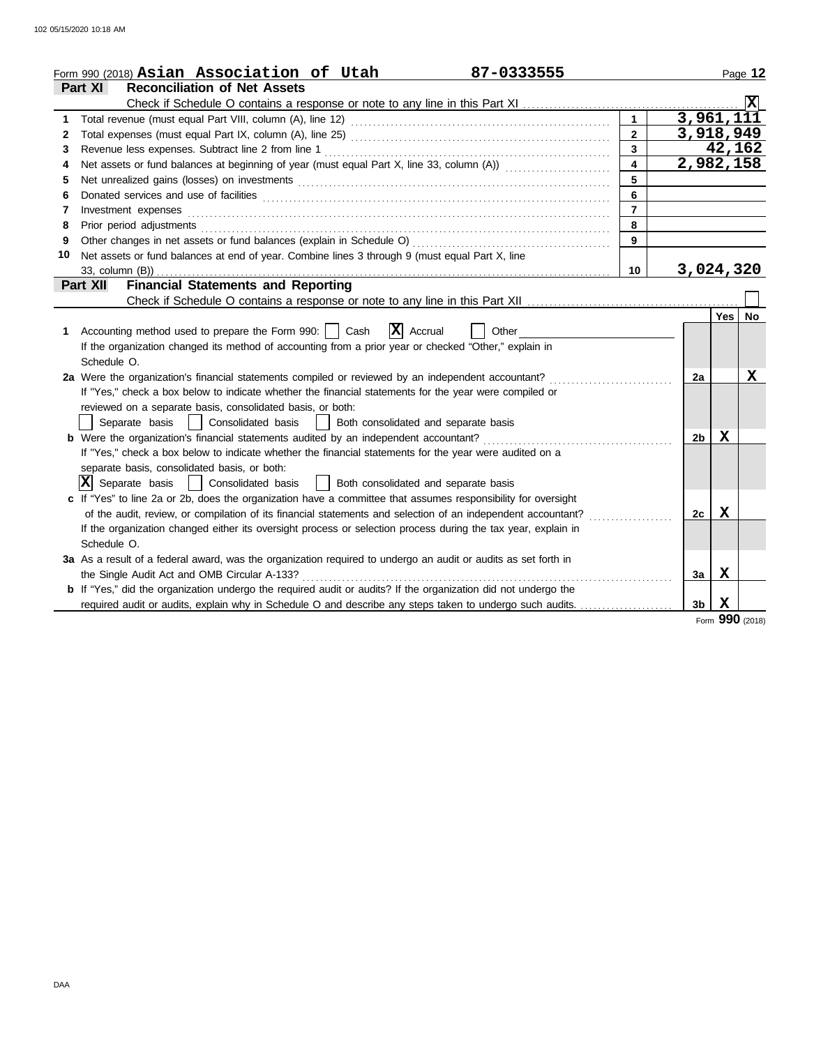Form 990 (2018) **Asian Association of Utah** **87-0333555** Page **12**

## Part XI Reconciliation of Net Assets

Check if Schedule O contains a response or note to any line in this Part XI ..... [X]

| | | | |
|---|---|---|---|
| 1 | Total revenue (must equal Part VIII, column (A), line 12) | 1 | 3,961,111 |
| 2 | Total expenses (must equal Part IX, column (A), line 25) | 2 | 3,918,949 |
| 3 | Revenue less expenses. Subtract line 2 from line 1 | 3 | 42,162 |
| 4 | Net assets or fund balances at beginning of year (must equal Part X, line 33, column (A)) | 4 | 2,982,158 |
| 5 | Net unrealized gains (losses) on investments | 5 | |
| 6 | Donated services and use of facilities | 6 | |
| 7 | Investment expenses | 7 | |
| 8 | Prior period adjustments | 8 | |
| 9 | Other changes in net assets or fund balances (explain in Schedule O) | 9 | |
| 10 | Net assets or fund balances at end of year. Combine lines 3 through 9 (must equal Part X, line 33, column (B)) | 10 | 3,024,320 |

## Part XII Financial Statements and Reporting

Check if Schedule O contains a response or note to any line in this Part XII ..... [ ]

| | | | Yes | No |
|---|---|---|---|---|
| 1 | Accounting method used to prepare the Form 990: [ ] Cash [X] Accrual [ ] Other<br>If the organization changed its method of accounting from a prior year or checked "Other," explain in Schedule O. | | | |
| 2a | Were the organization's financial statements compiled or reviewed by an independent accountant?<br>If "Yes," check a box below to indicate whether the financial statements for the year were compiled or reviewed on a separate basis, consolidated basis, or both:<br>[ ] Separate basis [ ] Consolidated basis [ ] Both consolidated and separate basis | 2a | | X |
| b | Were the organization's financial statements audited by an independent accountant?<br>If "Yes," check a box below to indicate whether the financial statements for the year were audited on a separate basis, consolidated basis, or both:<br>[X] Separate basis [ ] Consolidated basis [ ] Both consolidated and separate basis | 2b | X | |
| c | If "Yes" to line 2a or 2b, does the organization have a committee that assumes responsibility for oversight of the audit, review, or compilation of its financial statements and selection of an independent accountant?<br>If the organization changed either its oversight process or selection process during the tax year, explain in Schedule O. | 2c | X | |
| 3a | As a result of a federal award, was the organization required to undergo an audit or audits as set forth in the Single Audit Act and OMB Circular A-133? | 3a | X | |
| b | If "Yes," did the organization undergo the required audit or audits? If the organization did not undergo the required audit or audits, explain why in Schedule O and describe any steps taken to undergo such audits. | 3b | X | |

Form **990** (2018)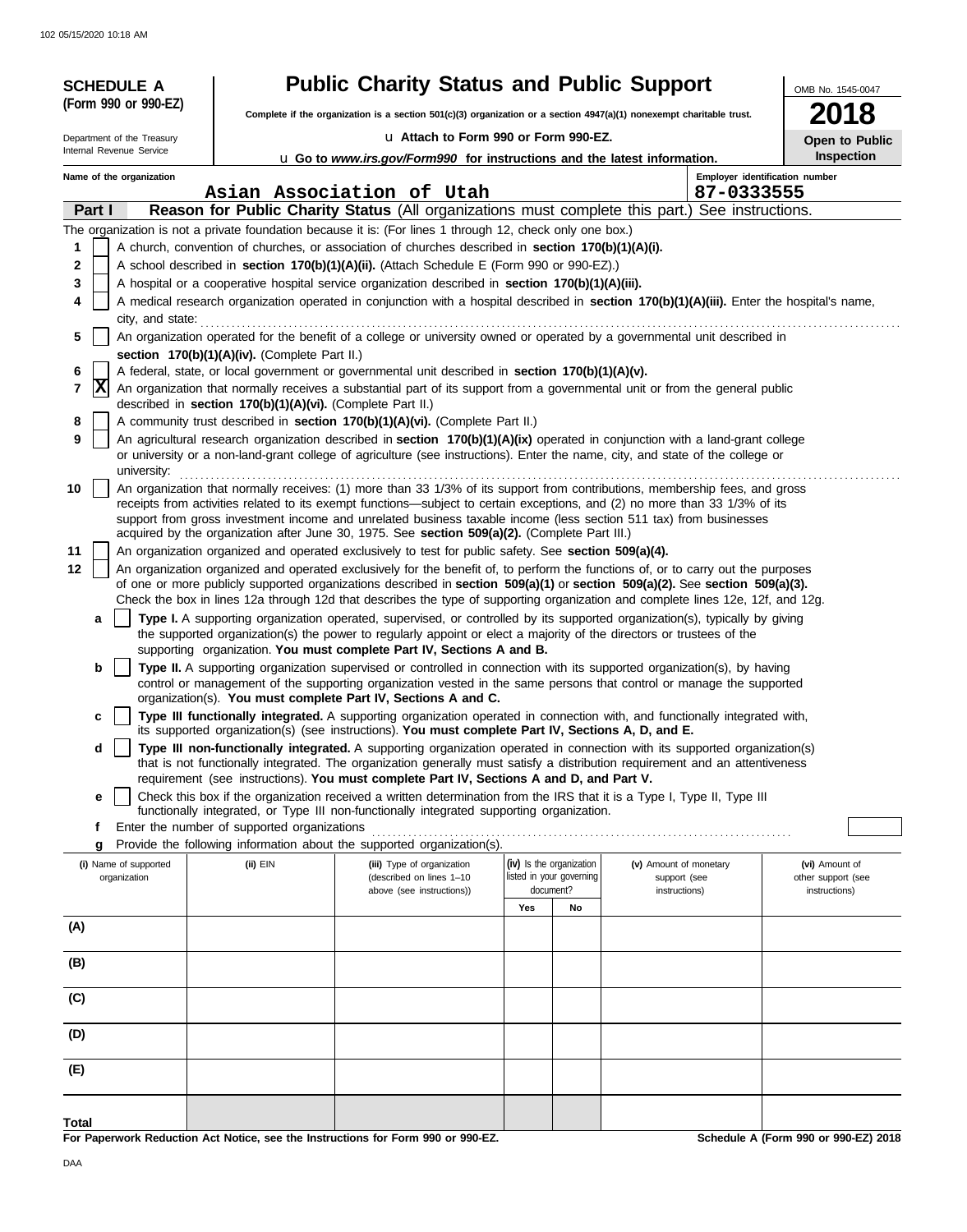**SCHEDULE A (Form 990 or 990-EZ)**

Department of the Treasury
Internal Revenue Service

# Public Charity Status and Public Support

**Complete if the organization is a section 501(c)(3) organization or a section 4947(a)(1) nonexempt charitable trust.**

u Attach to Form 990 or Form 990-EZ.

u Go to *www.irs.gov/Form990* for instructions and the latest information.

OMB No. 1545-0047

**2018**

**Open to Public Inspection**

Name of the organization: Asian Association of Utah

Employer identification number: 87-0333555

**Part I — Reason for Public Charity Status** (All organizations must complete this part.) See instructions.

The organization is not a private foundation because it is: (For lines 1 through 12, check only one box.)

1 [ ] A church, convention of churches, or association of churches described in **section 170(b)(1)(A)(i).**

2 [ ] A school described in **section 170(b)(1)(A)(ii).** (Attach Schedule E (Form 990 or 990-EZ).)

3 [ ] A hospital or a cooperative hospital service organization described in **section 170(b)(1)(A)(iii).**

4 [ ] A medical research organization operated in conjunction with a hospital described in **section 170(b)(1)(A)(iii).** Enter the hospital's name, city, and state:

5 [ ] An organization operated for the benefit of a college or university owned or operated by a governmental unit described in **section 170(b)(1)(A)(iv).** (Complete Part II.)

6 [ ] A federal, state, or local government or governmental unit described in **section 170(b)(1)(A)(v).**

7 [X] An organization that normally receives a substantial part of its support from a governmental unit or from the general public described in **section 170(b)(1)(A)(vi).** (Complete Part II.)

8 [ ] A community trust described in **section 170(b)(1)(A)(vi).** (Complete Part II.)

9 [ ] An agricultural research organization described in **section 170(b)(1)(A)(ix)** operated in conjunction with a land-grant college or university or a non-land-grant college of agriculture (see instructions). Enter the name, city, and state of the college or university:

10 [ ] An organization that normally receives: (1) more than 33 1/3% of its support from contributions, membership fees, and gross receipts from activities related to its exempt functions—subject to certain exceptions, and (2) no more than 33 1/3% of its support from gross investment income and unrelated business taxable income (less section 511 tax) from businesses acquired by the organization after June 30, 1975. See **section 509(a)(2).** (Complete Part III.)

11 [ ] An organization organized and operated exclusively to test for public safety. See **section 509(a)(4).**

12 [ ] An organization organized and operated exclusively for the benefit of, to perform the functions of, or to carry out the purposes of one or more publicly supported organizations described in **section 509(a)(1)** or **section 509(a)(2).** See **section 509(a)(3).** Check the box in lines 12a through 12d that describes the type of supporting organization and complete lines 12e, 12f, and 12g.

a [ ] **Type I.** A supporting organization operated, supervised, or controlled by its supported organization(s), typically by giving the supported organization(s) the power to regularly appoint or elect a majority of the directors or trustees of the supporting organization. **You must complete Part IV, Sections A and B.**

b [ ] **Type II.** A supporting organization supervised or controlled in connection with its supported organization(s), by having control or management of the supporting organization vested in the same persons that control or manage the supported organization(s). **You must complete Part IV, Sections A and C.**

c [ ] **Type III functionally integrated.** A supporting organization operated in connection with, and functionally integrated with, its supported organization(s) (see instructions). **You must complete Part IV, Sections A, D, and E.**

d [ ] **Type III non-functionally integrated.** A supporting organization operated in connection with its supported organization(s) that is not functionally integrated. The organization generally must satisfy a distribution requirement and an attentiveness requirement (see instructions). **You must complete Part IV, Sections A and D, and Part V.**

e [ ] Check this box if the organization received a written determination from the IRS that it is a Type I, Type II, Type III functionally integrated, or Type III non-functionally integrated supporting organization.

f Enter the number of supported organizations

g Provide the following information about the supported organization(s).

| (i) Name of supported organization | (ii) EIN | (iii) Type of organization (described on lines 1–10 above (see instructions)) | (iv) Is the organization listed in your governing document? Yes | No | (v) Amount of monetary support (see instructions) | (vi) Amount of other support (see instructions) |
|---|---|---|---|---|---|---|
| (A) | | | | | | |
| (B) | | | | | | |
| (C) | | | | | | |
| (D) | | | | | | |
| (E) | | | | | | |
| Total | | | | | | |

**For Paperwork Reduction Act Notice, see the Instructions for Form 990 or 990-EZ.**

**Schedule A (Form 990 or 990-EZ) 2018**

DAA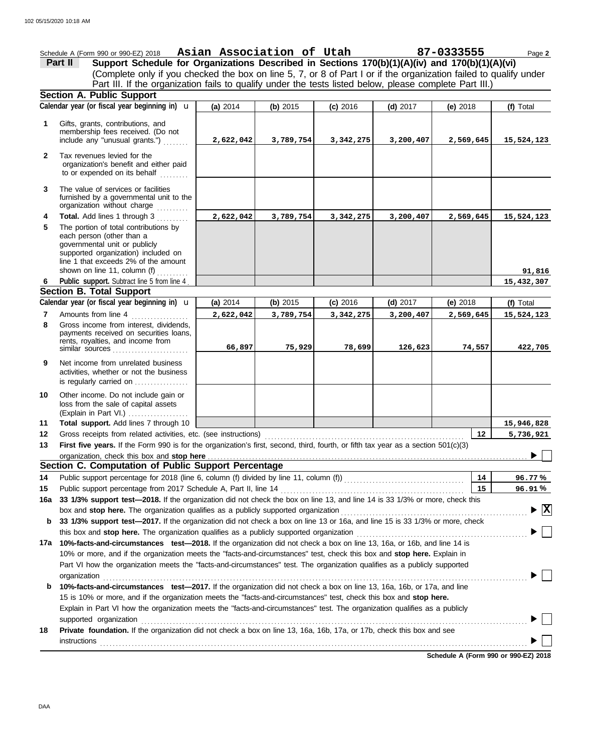Schedule A (Form 990 or 990-EZ) 2018 **Asian Association of Utah** **87-0333555** Page **2**

**Part II** **Support Schedule for Organizations Described in Sections 170(b)(1)(A)(iv) and 170(b)(1)(A)(vi)**
(Complete only if you checked the box on line 5, 7, or 8 of Part I or if the organization failed to qualify under Part III. If the organization fails to qualify under the tests listed below, please complete Part III.)

**Section A. Public Support**

| Calendar year (or fiscal year beginning in) ▶ | (a) 2014 | (b) 2015 | (c) 2016 | (d) 2017 | (e) 2018 | (f) Total |
|---|---|---|---|---|---|---|
| **1** Gifts, grants, contributions, and membership fees received. (Do not include any "unusual grants.") | 2,622,042 | 3,789,754 | 3,342,275 | 3,200,407 | 2,569,645 | 15,524,123 |
| **2** Tax revenues levied for the organization's benefit and either paid to or expended on its behalf | | | | | | |
| **3** The value of services or facilities furnished by a governmental unit to the organization without charge | | | | | | |
| **4** **Total.** Add lines 1 through 3 | 2,622,042 | 3,789,754 | 3,342,275 | 3,200,407 | 2,569,645 | 15,524,123 |
| **5** The portion of total contributions by each person (other than a governmental unit or publicly supported organization) included on line 1 that exceeds 2% of the amount shown on line 11, column (f) | | | | | | 91,816 |
| **6** **Public support.** Subtract line 5 from line 4 | | | | | | 15,432,307 |

**Section B. Total Support**

| Calendar year (or fiscal year beginning in) ▶ | (a) 2014 | (b) 2015 | (c) 2016 | (d) 2017 | (e) 2018 | (f) Total |
|---|---|---|---|---|---|---|
| **7** Amounts from line 4 | 2,622,042 | 3,789,754 | 3,342,275 | 3,200,407 | 2,569,645 | 15,524,123 |
| **8** Gross income from interest, dividends, payments received on securities loans, rents, royalties, and income from similar sources | 66,897 | 75,929 | 78,699 | 126,623 | 74,557 | 422,705 |
| **9** Net income from unrelated business activities, whether or not the business is regularly carried on | | | | | | |
| **10** Other income. Do not include gain or loss from the sale of capital assets (Explain in Part VI.) | | | | | | |
| **11** **Total support.** Add lines 7 through 10 | | | | | | 15,946,828 |

**12** Gross receipts from related activities, etc. (see instructions) **12** 5,736,921

**13** **First five years.** If the Form 990 is for the organization's first, second, third, fourth, or fifth tax year as a section 501(c)(3) organization, check this box and **stop here** ▶ ☐

**Section C. Computation of Public Support Percentage**

**14** Public support percentage for 2018 (line 6, column (f) divided by line 11, column (f)) **14** 96.77 %

**15** Public support percentage from 2017 Schedule A, Part II, line 14 **15** 96.91 %

**16a** **33 1/3% support test—2018.** If the organization did not check the box on line 13, and line 14 is 33 1/3% or more, check this box and **stop here.** The organization qualifies as a publicly supported organization ▶ ☒

**b** **33 1/3% support test—2017.** If the organization did not check a box on line 13 or 16a, and line 15 is 33 1/3% or more, check this box and **stop here.** The organization qualifies as a publicly supported organization ▶ ☐

**17a** **10%-facts-and-circumstances test—2018.** If the organization did not check a box on line 13, 16a, or 16b, and line 14 is 10% or more, and if the organization meets the "facts-and-circumstances" test, check this box and **stop here.** Explain in Part VI how the organization meets the "facts-and-circumstances" test. The organization qualifies as a publicly supported organization ▶ ☐

**b** **10%-facts-and-circumstances test—2017.** If the organization did not check a box on line 13, 16a, 16b, or 17a, and line 15 is 10% or more, and if the organization meets the "facts-and-circumstances" test, check this box and **stop here.** Explain in Part VI how the organization meets the "facts-and-circumstances" test. The organization qualifies as a publicly supported organization ▶ ☐

**18** **Private foundation.** If the organization did not check a box on line 13, 16a, 16b, 17a, or 17b, check this box and see instructions ▶ ☐

**Schedule A (Form 990 or 990-EZ) 2018**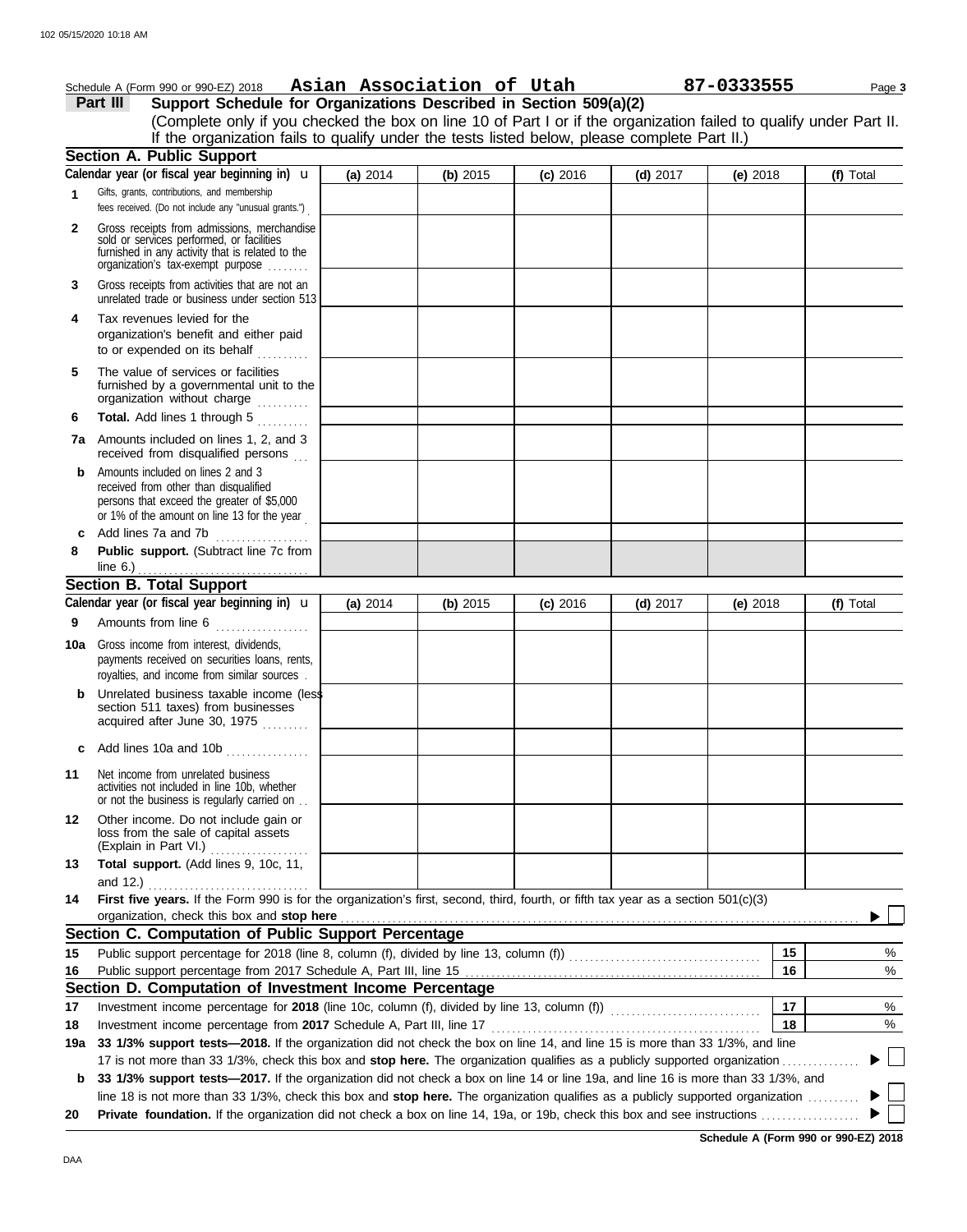Schedule A (Form 990 or 990-EZ) 2018 **Asian Association of Utah** **87-0333555** Page **3**

**Part III** **Support Schedule for Organizations Described in Section 509(a)(2)**

(Complete only if you checked the box on line 10 of Part I or if the organization failed to qualify under Part II. If the organization fails to qualify under the tests listed below, please complete Part II.)

## Section A. Public Support

| Calendar year (or fiscal year beginning in) | (a) 2014 | (b) 2015 | (c) 2016 | (d) 2017 | (e) 2018 | (f) Total |
|---|---|---|---|---|---|---|
| **1** Gifts, grants, contributions, and membership fees received. (Do not include any "unusual grants.") | | | | | | |
| **2** Gross receipts from admissions, merchandise sold or services performed, or facilities furnished in any activity that is related to the organization's tax-exempt purpose | | | | | | |
| **3** Gross receipts from activities that are not an unrelated trade or business under section 513 | | | | | | |
| **4** Tax revenues levied for the organization's benefit and either paid to or expended on its behalf | | | | | | |
| **5** The value of services or facilities furnished by a governmental unit to the organization without charge | | | | | | |
| **6** **Total.** Add lines 1 through 5 | | | | | | |
| **7a** Amounts included on lines 1, 2, and 3 received from disqualified persons | | | | | | |
| **b** Amounts included on lines 2 and 3 received from other than disqualified persons that exceed the greater of $5,000 or 1% of the amount on line 13 for the year | | | | | | |
| **c** Add lines 7a and 7b | | | | | | |
| **8** **Public support.** (Subtract line 7c from line 6.) | | | | | | |

## Section B. Total Support

| Calendar year (or fiscal year beginning in) | (a) 2014 | (b) 2015 | (c) 2016 | (d) 2017 | (e) 2018 | (f) Total |
|---|---|---|---|---|---|---|
| **9** Amounts from line 6 | | | | | | |
| **10a** Gross income from interest, dividends, payments received on securities loans, rents, royalties, and income from similar sources | | | | | | |
| **b** Unrelated business taxable income (less section 511 taxes) from businesses acquired after June 30, 1975 | | | | | | |
| **c** Add lines 10a and 10b | | | | | | |
| **11** Net income from unrelated business activities not included in line 10b, whether or not the business is regularly carried on | | | | | | |
| **12** Other income. Do not include gain or loss from the sale of capital assets (Explain in Part VI.) | | | | | | |
| **13** **Total support.** (Add lines 9, 10c, 11, and 12.) | | | | | | |

**14** **First five years.** If the Form 990 is for the organization's first, second, third, fourth, or fifth tax year as a section 501(c)(3) organization, check this box and **stop here** ☐

## Section C. Computation of Public Support Percentage

**15** Public support percentage for 2018 (line 8, column (f), divided by line 13, column (f)) — **15** %

**16** Public support percentage from 2017 Schedule A, Part III, line 15 — **16** %

## Section D. Computation of Investment Income Percentage

**17** Investment income percentage for **2018** (line 10c, column (f), divided by line 13, column (f)) — **17** %

**18** Investment income percentage from **2017** Schedule A, Part III, line 17 — **18** %

**19a** **33 1/3% support tests—2018.** If the organization did not check the box on line 14, and line 15 is more than 33 1/3%, and line 17 is not more than 33 1/3%, check this box and **stop here.** The organization qualifies as a publicly supported organization ☐

**b** **33 1/3% support tests—2017.** If the organization did not check a box on line 14 or line 19a, and line 16 is more than 33 1/3%, and line 18 is not more than 33 1/3%, check this box and **stop here.** The organization qualifies as a publicly supported organization ☐

**20** **Private foundation.** If the organization did not check a box on line 14, 19a, or 19b, check this box and see instructions ☐

**Schedule A (Form 990 or 990-EZ) 2018**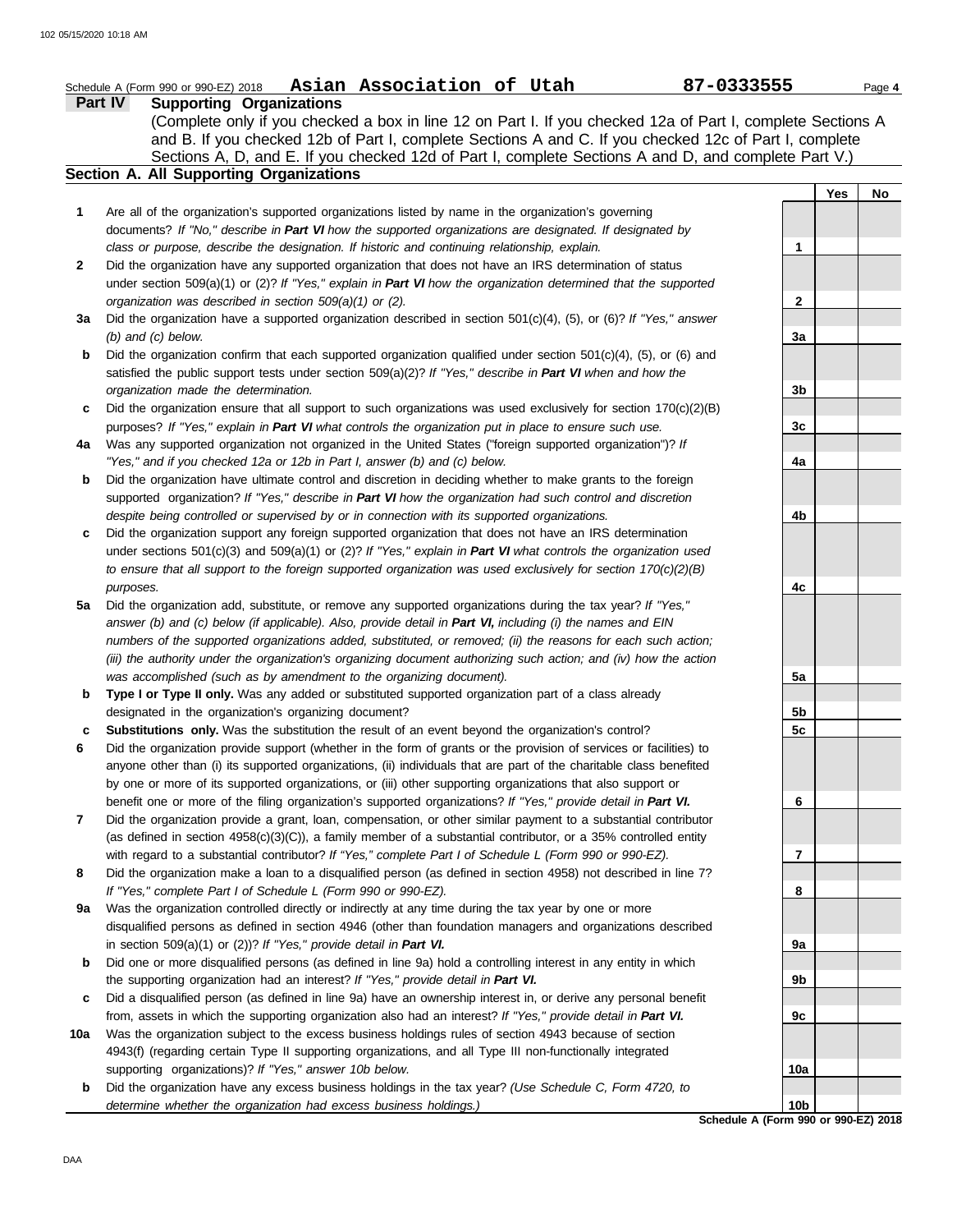Schedule A (Form 990 or 990-EZ) 2018 **Asian Association of Utah** **87-0333555**

## Part IV Supporting Organizations

(Complete only if you checked a box in line 12 on Part I. If you checked 12a of Part I, complete Sections A and B. If you checked 12b of Part I, complete Sections A and C. If you checked 12c of Part I, complete Sections A, D, and E. If you checked 12d of Part I, complete Sections A and D, and complete Part V.)

### Section A. All Supporting Organizations

| | | | Yes | No |
|---|---|---|---|---|
| **1** | Are all of the organization's supported organizations listed by name in the organization's governing documents? *If "No," describe in **Part VI** how the supported organizations are designated. If designated by class or purpose, describe the designation. If historic and continuing relationship, explain.* | **1** | | |
| **2** | Did the organization have any supported organization that does not have an IRS determination of status under section 509(a)(1) or (2)? *If "Yes," explain in **Part VI** how the organization determined that the supported organization was described in section 509(a)(1) or (2).* | **2** | | |
| **3a** | Did the organization have a supported organization described in section 501(c)(4), (5), or (6)? *If "Yes," answer (b) and (c) below.* | **3a** | | |
| **b** | Did the organization confirm that each supported organization qualified under section 501(c)(4), (5), or (6) and satisfied the public support tests under section 509(a)(2)? *If "Yes," describe in **Part VI** when and how the organization made the determination.* | **3b** | | |
| **c** | Did the organization ensure that all support to such organizations was used exclusively for section 170(c)(2)(B) purposes? *If "Yes," explain in **Part VI** what controls the organization put in place to ensure such use.* | **3c** | | |
| **4a** | Was any supported organization not organized in the United States ("foreign supported organization")? *If "Yes," and if you checked 12a or 12b in Part I, answer (b) and (c) below.* | **4a** | | |
| **b** | Did the organization have ultimate control and discretion in deciding whether to make grants to the foreign supported organization? *If "Yes," describe in **Part VI** how the organization had such control and discretion despite being controlled or supervised by or in connection with its supported organizations.* | **4b** | | |
| **c** | Did the organization support any foreign supported organization that does not have an IRS determination under sections 501(c)(3) and 509(a)(1) or (2)? *If "Yes," explain in **Part VI** what controls the organization used to ensure that all support to the foreign supported organization was used exclusively for section 170(c)(2)(B) purposes.* | **4c** | | |
| **5a** | Did the organization add, substitute, or remove any supported organizations during the tax year? *If "Yes," answer (b) and (c) below (if applicable). Also, provide detail in **Part VI,** including (i) the names and EIN numbers of the supported organizations added, substituted, or removed; (ii) the reasons for each such action; (iii) the authority under the organization's organizing document authorizing such action; and (iv) how the action was accomplished (such as by amendment to the organizing document).* | **5a** | | |
| **b** | **Type I or Type II only.** Was any added or substituted supported organization part of a class already designated in the organization's organizing document? | **5b** | | |
| **c** | **Substitutions only.** Was the substitution the result of an event beyond the organization's control? | **5c** | | |
| **6** | Did the organization provide support (whether in the form of grants or the provision of services or facilities) to anyone other than (i) its supported organizations, (ii) individuals that are part of the charitable class benefited by one or more of its supported organizations, or (iii) other supporting organizations that also support or benefit one or more of the filing organization's supported organizations? *If "Yes," provide detail in **Part VI.*** | **6** | | |
| **7** | Did the organization provide a grant, loan, compensation, or other similar payment to a substantial contributor (as defined in section 4958(c)(3)(C)), a family member of a substantial contributor, or a 35% controlled entity with regard to a substantial contributor? *If "Yes," complete Part I of Schedule L (Form 990 or 990-EZ).* | **7** | | |
| **8** | Did the organization make a loan to a disqualified person (as defined in section 4958) not described in line 7? *If "Yes," complete Part I of Schedule L (Form 990 or 990-EZ).* | **8** | | |
| **9a** | Was the organization controlled directly or indirectly at any time during the tax year by one or more disqualified persons as defined in section 4946 (other than foundation managers and organizations described in section 509(a)(1) or (2))? *If "Yes," provide detail in **Part VI.*** | **9a** | | |
| **b** | Did one or more disqualified persons (as defined in line 9a) hold a controlling interest in any entity in which the supporting organization had an interest? *If "Yes," provide detail in **Part VI.*** | **9b** | | |
| **c** | Did a disqualified person (as defined in line 9a) have an ownership interest in, or derive any personal benefit from, assets in which the supporting organization also had an interest? *If "Yes," provide detail in **Part VI.*** | **9c** | | |
| **10a** | Was the organization subject to the excess business holdings rules of section 4943 because of section 4943(f) (regarding certain Type II supporting organizations, and all Type III non-functionally integrated supporting organizations)? *If "Yes," answer 10b below.* | **10a** | | |
| **b** | Did the organization have any excess business holdings in the tax year? *(Use Schedule C, Form 4720, to determine whether the organization had excess business holdings.)* | **10b** | | |

**Schedule A (Form 990 or 990-EZ) 2018**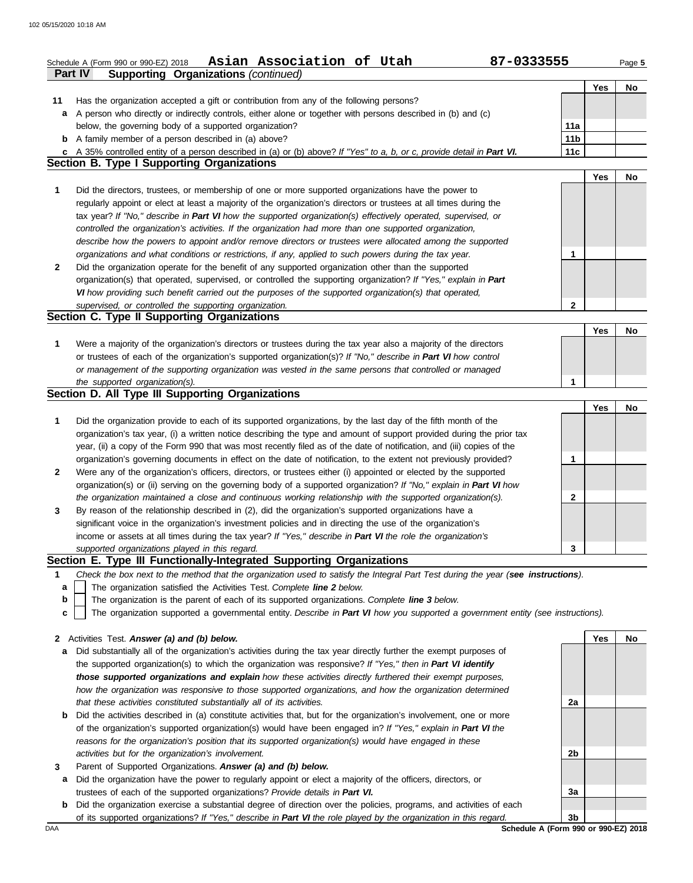Schedule A (Form 990 or 990-EZ) 2018 **Asian Association of Utah** **87-0333555** Page **5**

**Part IV** **Supporting Organizations** *(continued)*

| | | | Yes | No |
|---|---|---|---|---|
| **11** | Has the organization accepted a gift or contribution from any of the following persons? | | | |
| **a** | A person who directly or indirectly controls, either alone or together with persons described in (b) and (c) below, the governing body of a supported organization? | 11a | | |
| **b** | A family member of a person described in (a) above? | 11b | | |
| **c** | A 35% controlled entity of a person described in (a) or (b) above? *If "Yes" to a, b, or c, provide detail in **Part VI**.* | 11c | | |

## Section B. Type I Supporting Organizations

| | | | Yes | No |
|---|---|---|---|---|
| **1** | Did the directors, trustees, or membership of one or more supported organizations have the power to regularly appoint or elect at least a majority of the organization's directors or trustees at all times during the tax year? *If "No," describe in **Part VI** how the supported organization(s) effectively operated, supervised, or controlled the organization's activities. If the organization had more than one supported organization, describe how the powers to appoint and/or remove directors or trustees were allocated among the supported organizations and what conditions or restrictions, if any, applied to such powers during the tax year.* | 1 | | |
| **2** | Did the organization operate for the benefit of any supported organization other than the supported organization(s) that operated, supervised, or controlled the supporting organization? *If "Yes," explain in **Part VI** how providing such benefit carried out the purposes of the supported organization(s) that operated, supervised, or controlled the supporting organization.* | 2 | | |

## Section C. Type II Supporting Organizations

| | | | Yes | No |
|---|---|---|---|---|
| **1** | Were a majority of the organization's directors or trustees during the tax year also a majority of the directors or trustees of each of the organization's supported organization(s)? *If "No," describe in **Part VI** how control or management of the supporting organization was vested in the same persons that controlled or managed the supported organization(s).* | 1 | | |

## Section D. All Type III Supporting Organizations

| | | | Yes | No |
|---|---|---|---|---|
| **1** | Did the organization provide to each of its supported organizations, by the last day of the fifth month of the organization's tax year, (i) a written notice describing the type and amount of support provided during the prior tax year, (ii) a copy of the Form 990 that was most recently filed as of the date of notification, and (iii) copies of the organization's governing documents in effect on the date of notification, to the extent not previously provided? | 1 | | |
| **2** | Were any of the organization's officers, directors, or trustees either (i) appointed or elected by the supported organization(s) or (ii) serving on the governing body of a supported organization? *If "No," explain in **Part VI** how the organization maintained a close and continuous working relationship with the supported organization(s).* | 2 | | |
| **3** | By reason of the relationship described in (2), did the organization's supported organizations have a significant voice in the organization's investment policies and in directing the use of the organization's income or assets at all times during the tax year? *If "Yes," describe in **Part VI** the role the organization's supported organizations played in this regard.* | 3 | | |

## Section E. Type III Functionally-Integrated Supporting Organizations

**1** *Check the box next to the method that the organization used to satisfy the Integral Part Test during the year (**see instructions**).*

- **a** ☐ The organization satisfied the Activities Test. *Complete **line 2** below.*
- **b** ☐ The organization is the parent of each of its supported organizations. *Complete **line 3** below.*
- **c** ☐ The organization supported a governmental entity. *Describe in **Part VI** how you supported a government entity (see instructions).*

| | | | Yes | No |
|---|---|---|---|---|
| **2** | Activities Test. ***Answer (a) and (b) below.*** | | | |
| **a** | Did substantially all of the organization's activities during the tax year directly further the exempt purposes of the supported organization(s) to which the organization was responsive? *If "Yes," then in **Part VI identify those supported organizations and explain** how these activities directly furthered their exempt purposes, how the organization was responsive to those supported organizations, and how the organization determined that these activities constituted substantially all of its activities.* | 2a | | |
| **b** | Did the activities described in (a) constitute activities that, but for the organization's involvement, one or more of the organization's supported organization(s) would have been engaged in? *If "Yes," explain in **Part VI** the reasons for the organization's position that its supported organization(s) would have engaged in these activities but for the organization's involvement.* | 2b | | |
| **3** | Parent of Supported Organizations. ***Answer (a) and (b) below.*** | | | |
| **a** | Did the organization have the power to regularly appoint or elect a majority of the officers, directors, or trustees of each of the supported organizations? *Provide details in **Part VI.*** | 3a | | |
| **b** | Did the organization exercise a substantial degree of direction over the policies, programs, and activities of each of its supported organizations? *If "Yes," describe in **Part VI** the role played by the organization in this regard.* | 3b | | |

DAA **Schedule A (Form 990 or 990-EZ) 2018**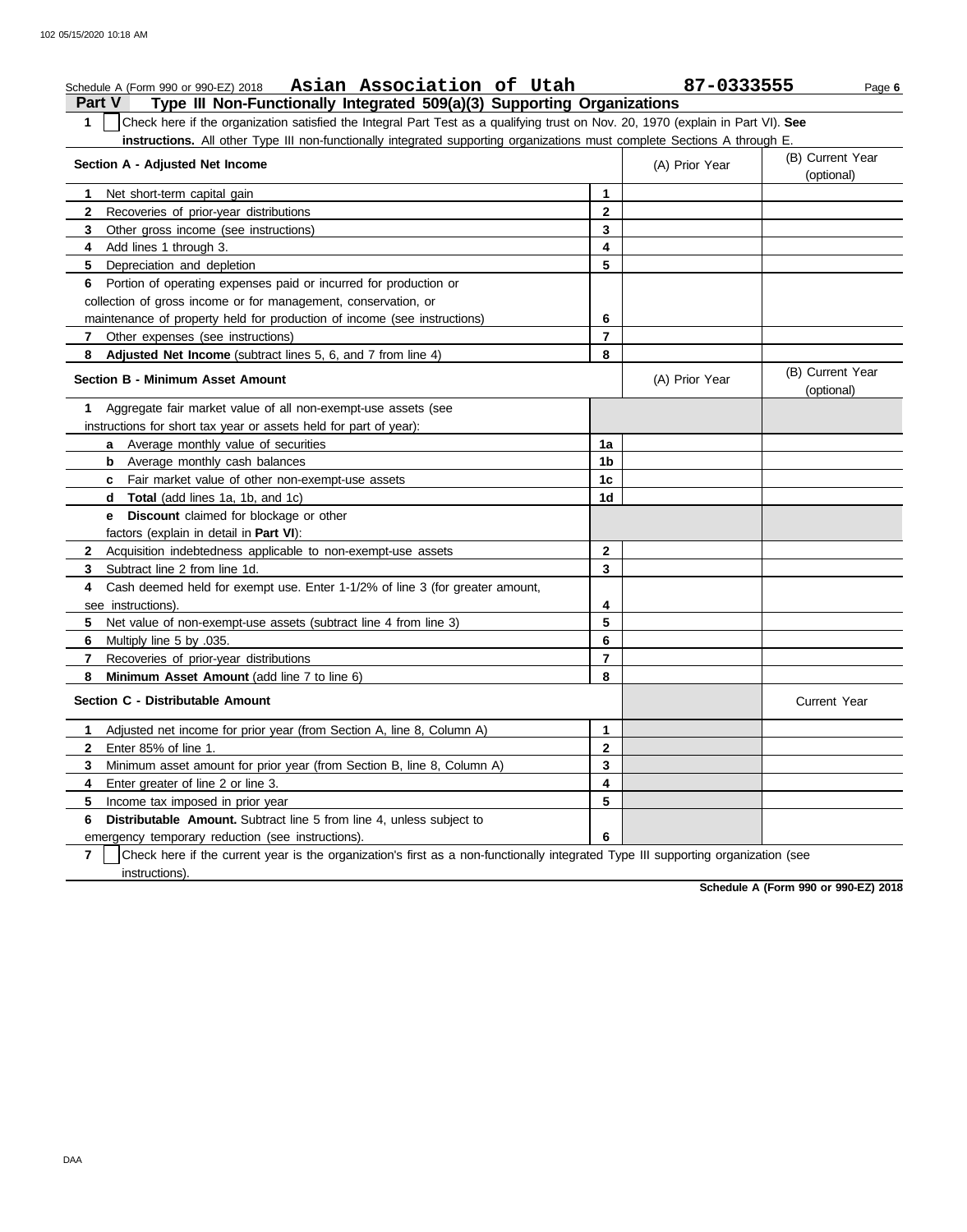Schedule A (Form 990 or 990-EZ) 2018 **Asian Association of Utah** **87-0333555** Page **6**

## Part V Type III Non-Functionally Integrated 509(a)(3) Supporting Organizations

**1** ☐ Check here if the organization satisfied the Integral Part Test as a qualifying trust on Nov. 20, 1970 (explain in Part VI). **See instructions.** All other Type III non-functionally integrated supporting organizations must complete Sections A through E.

| **Section A - Adjusted Net Income** | | (A) Prior Year | (B) Current Year (optional) |
|---|---|---|---|
| **1** Net short-term capital gain | **1** | | |
| **2** Recoveries of prior-year distributions | **2** | | |
| **3** Other gross income (see instructions) | **3** | | |
| **4** Add lines 1 through 3. | **4** | | |
| **5** Depreciation and depletion | **5** | | |
| **6** Portion of operating expenses paid or incurred for production or collection of gross income or for management, conservation, or maintenance of property held for production of income (see instructions) | **6** | | |
| **7** Other expenses (see instructions) | **7** | | |
| **8** **Adjusted Net Income** (subtract lines 5, 6, and 7 from line 4) | **8** | | |

| **Section B - Minimum Asset Amount** | | (A) Prior Year | (B) Current Year (optional) |
|---|---|---|---|
| **1** Aggregate fair market value of all non-exempt-use assets (see instructions for short tax year or assets held for part of year): | | | |
| **a** Average monthly value of securities | **1a** | | |
| **b** Average monthly cash balances | **1b** | | |
| **c** Fair market value of other non-exempt-use assets | **1c** | | |
| **d** **Total** (add lines 1a, 1b, and 1c) | **1d** | | |
| **e** **Discount** claimed for blockage or other factors (explain in detail in **Part VI**): | | | |
| **2** Acquisition indebtedness applicable to non-exempt-use assets | **2** | | |
| **3** Subtract line 2 from line 1d. | **3** | | |
| **4** Cash deemed held for exempt use. Enter 1-1/2% of line 3 (for greater amount, see instructions). | **4** | | |
| **5** Net value of non-exempt-use assets (subtract line 4 from line 3) | **5** | | |
| **6** Multiply line 5 by .035. | **6** | | |
| **7** Recoveries of prior-year distributions | **7** | | |
| **8** **Minimum Asset Amount** (add line 7 to line 6) | **8** | | |

| **Section C - Distributable Amount** | | | Current Year |
|---|---|---|---|
| **1** Adjusted net income for prior year (from Section A, line 8, Column A) | **1** | | |
| **2** Enter 85% of line 1. | **2** | | |
| **3** Minimum asset amount for prior year (from Section B, line 8, Column A) | **3** | | |
| **4** Enter greater of line 2 or line 3. | **4** | | |
| **5** Income tax imposed in prior year | **5** | | |
| **6** **Distributable Amount.** Subtract line 5 from line 4, unless subject to emergency temporary reduction (see instructions). | **6** | | |

**7** ☐ Check here if the current year is the organization's first as a non-functionally integrated Type III supporting organization (see instructions).

**Schedule A (Form 990 or 990-EZ) 2018**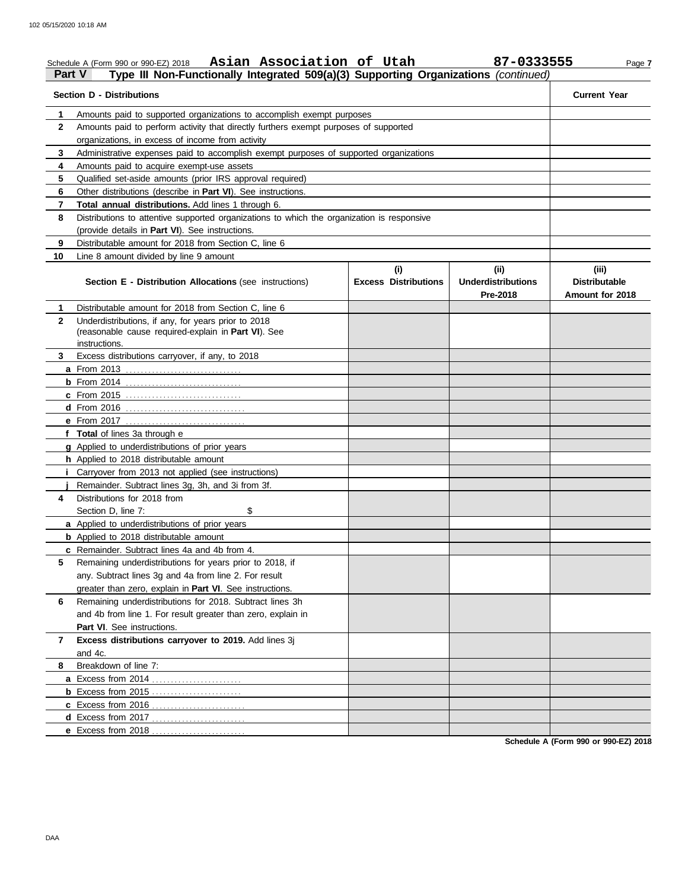Schedule A (Form 990 or 990-EZ) 2018 **Asian Association of Utah** **87-0333555** Page **7**

## Part V Type III Non-Functionally Integrated 509(a)(3) Supporting Organizations *(continued)*

| Section D - Distributions | | Current Year |
|---|---|---|
| **1** | Amounts paid to supported organizations to accomplish exempt purposes | |
| **2** | Amounts paid to perform activity that directly furthers exempt purposes of supported organizations, in excess of income from activity | |
| **3** | Administrative expenses paid to accomplish exempt purposes of supported organizations | |
| **4** | Amounts paid to acquire exempt-use assets | |
| **5** | Qualified set-aside amounts (prior IRS approval required) | |
| **6** | Other distributions (describe in **Part VI**). See instructions. | |
| **7** | **Total annual distributions.** Add lines 1 through 6. | |
| **8** | Distributions to attentive supported organizations to which the organization is responsive (provide details in **Part VI**). See instructions. | |
| **9** | Distributable amount for 2018 from Section C, line 6 | |
| **10** | Line 8 amount divided by line 9 amount | |

| | **Section E - Distribution Allocations** (see instructions) | (i) Excess Distributions | (ii) Underdistributions Pre-2018 | (iii) Distributable Amount for 2018 |
|---|---|---|---|---|
| **1** | Distributable amount for 2018 from Section C, line 6 | | | |
| **2** | Underdistributions, if any, for years prior to 2018 (reasonable cause required-explain in **Part VI**). See instructions. | | | |
| **3** | Excess distributions carryover, if any, to 2018 | | | |
| **a** | From 2013 | | | |
| **b** | From 2014 | | | |
| **c** | From 2015 | | | |
| **d** | From 2016 | | | |
| **e** | From 2017 | | | |
| **f** | **Total** of lines 3a through e | | | |
| **g** | Applied to underdistributions of prior years | | | |
| **h** | Applied to 2018 distributable amount | | | |
| **i** | Carryover from 2013 not applied (see instructions) | | | |
| **j** | Remainder. Subtract lines 3g, 3h, and 3i from 3f. | | | |
| **4** | Distributions for 2018 from Section D, line 7: $ | | | |
| **a** | Applied to underdistributions of prior years | | | |
| **b** | Applied to 2018 distributable amount | | | |
| **c** | Remainder. Subtract lines 4a and 4b from 4. | | | |
| **5** | Remaining underdistributions for years prior to 2018, if any. Subtract lines 3g and 4a from line 2. For result greater than zero, explain in **Part VI**. See instructions. | | | |
| **6** | Remaining underdistributions for 2018. Subtract lines 3h and 4b from line 1. For result greater than zero, explain in **Part VI**. See instructions. | | | |
| **7** | **Excess distributions carryover to 2019.** Add lines 3j and 4c. | | | |
| **8** | Breakdown of line 7: | | | |
| **a** | Excess from 2014 | | | |
| **b** | Excess from 2015 | | | |
| **c** | Excess from 2016 | | | |
| **d** | Excess from 2017 | | | |
| **e** | Excess from 2018 | | | |

**Schedule A (Form 990 or 990-EZ) 2018**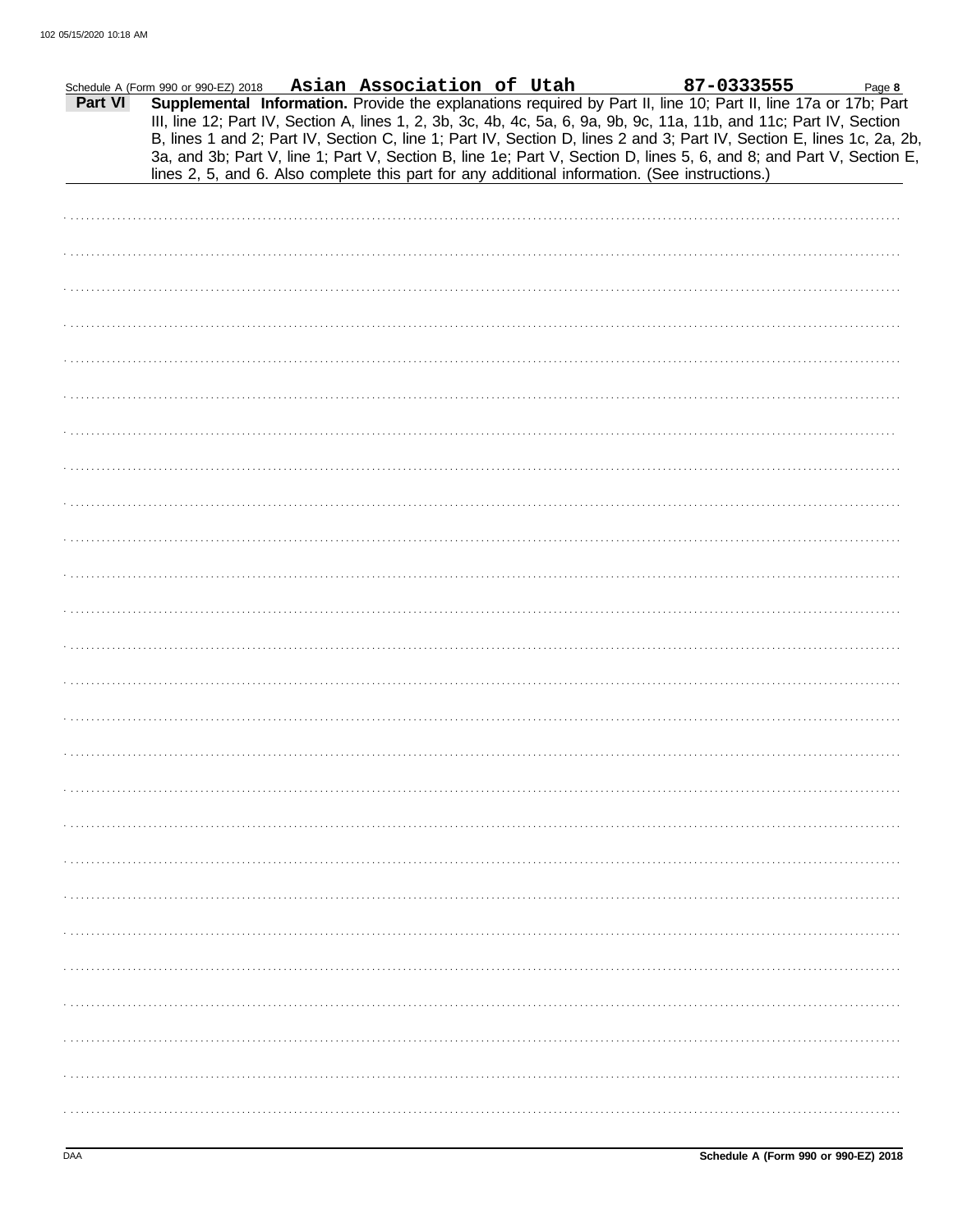Schedule A (Form 990 or 990-EZ) 2018 **Asian Association of Utah** **87-0333555** Page **8**

**Part VI** **Supplemental Information.** Provide the explanations required by Part II, line 10; Part II, line 17a or 17b; Part III, line 12; Part IV, Section A, lines 1, 2, 3b, 3c, 4b, 4c, 5a, 6, 9a, 9b, 9c, 11a, 11b, and 11c; Part IV, Section B, lines 1 and 2; Part IV, Section C, line 1; Part IV, Section D, lines 2 and 3; Part IV, Section E, lines 1c, 2a, 2b, 3a, and 3b; Part V, line 1; Part V, Section B, line 1e; Part V, Section D, lines 5, 6, and 8; and Part V, Section E, lines 2, 5, and 6. Also complete this part for any additional information. (See instructions.)

DAA **Schedule A (Form 990 or 990-EZ) 2018**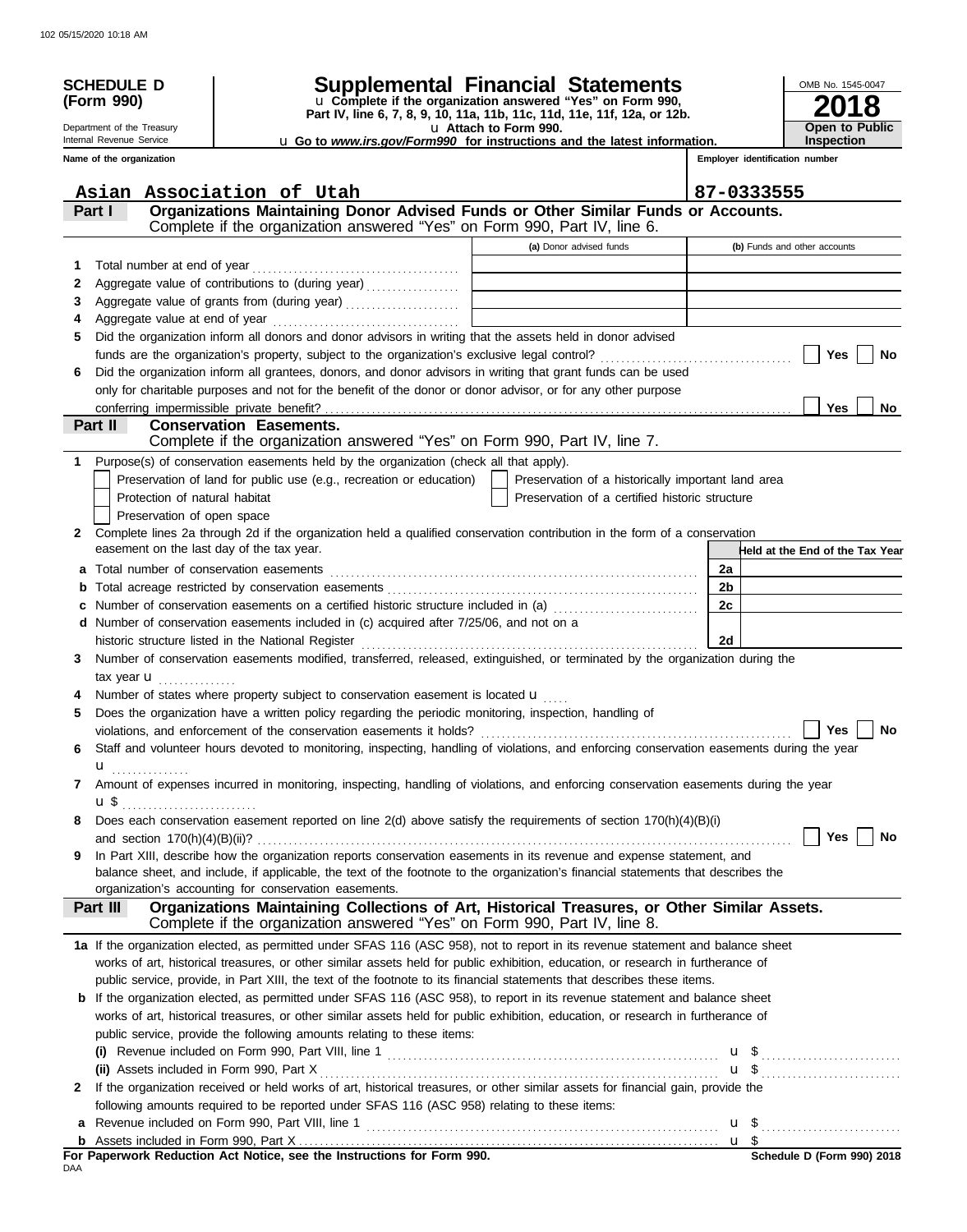**SCHEDULE D (Form 990)**

Department of the Treasury
Internal Revenue Service

# Supplemental Financial Statements

u Complete if the organization answered "Yes" on Form 990, Part IV, line 6, 7, 8, 9, 10, 11a, 11b, 11c, 11d, 11e, 11f, 12a, or 12b.

u Attach to Form 990.

u Go to *www.irs.gov/Form990* for instructions and the latest information.

OMB No. 1545-0047

**2018**

**Open to Public Inspection**

| Name of the organization | Employer identification number |
|---|---|
| Asian Association of Utah | 87-0333555 |

## Part I Organizations Maintaining Donor Advised Funds or Other Similar Funds or Accounts.
Complete if the organization answered "Yes" on Form 990, Part IV, line 6.

| | | (a) Donor advised funds | (b) Funds and other accounts |
|---|---|---|---|
| 1 | Total number at end of year | | |
| 2 | Aggregate value of contributions to (during year) | | |
| 3 | Aggregate value of grants from (during year) | | |
| 4 | Aggregate value at end of year | | |

5 Did the organization inform all donors and donor advisors in writing that the assets held in donor advised funds are the organization's property, subject to the organization's exclusive legal control? ☐ Yes ☐ No

6 Did the organization inform all grantees, donors, and donor advisors in writing that grant funds can be used only for charitable purposes and not for the benefit of the donor or donor advisor, or for any other purpose conferring impermissible private benefit? ☐ Yes ☐ No

## Part II Conservation Easements.
Complete if the organization answered "Yes" on Form 990, Part IV, line 7.

1 Purpose(s) of conservation easements held by the organization (check all that apply).

- ☐ Preservation of land for public use (e.g., recreation or education)
- ☐ Protection of natural habitat
- ☐ Preservation of open space
- ☐ Preservation of a historically important land area
- ☐ Preservation of a certified historic structure

2 Complete lines 2a through 2d if the organization held a qualified conservation contribution in the form of a conservation easement on the last day of the tax year.

| | | | Held at the End of the Tax Year |
|---|---|---|---|
| a | Total number of conservation easements | 2a | |
| b | Total acreage restricted by conservation easements | 2b | |
| c | Number of conservation easements on a certified historic structure included in (a) | 2c | |
| d | Number of conservation easements included in (c) acquired after 7/25/06, and not on a historic structure listed in the National Register | 2d | |

3 Number of conservation easements modified, transferred, released, extinguished, or terminated by the organization during the tax year u

4 Number of states where property subject to conservation easement is located u

5 Does the organization have a written policy regarding the periodic monitoring, inspection, handling of violations, and enforcement of the conservation easements it holds? ☐ Yes ☐ No

6 Staff and volunteer hours devoted to monitoring, inspecting, handling of violations, and enforcing conservation easements during the year u

7 Amount of expenses incurred in monitoring, inspecting, handling of violations, and enforcing conservation easements during the year u $

8 Does each conservation easement reported on line 2(d) above satisfy the requirements of section 170(h)(4)(B)(i) and section 170(h)(4)(B)(ii)? ☐ Yes ☐ No

9 In Part XIII, describe how the organization reports conservation easements in its revenue and expense statement, and balance sheet, and include, if applicable, the text of the footnote to the organization's financial statements that describes the organization's accounting for conservation easements.

## Part III Organizations Maintaining Collections of Art, Historical Treasures, or Other Similar Assets.
Complete if the organization answered "Yes" on Form 990, Part IV, line 8.

1a If the organization elected, as permitted under SFAS 116 (ASC 958), not to report in its revenue statement and balance sheet works of art, historical treasures, or other similar assets held for public exhibition, education, or research in furtherance of public service, provide, in Part XIII, the text of the footnote to its financial statements that describes these items.

b If the organization elected, as permitted under SFAS 116 (ASC 958), to report in its revenue statement and balance sheet works of art, historical treasures, or other similar assets held for public exhibition, education, or research in furtherance of public service, provide the following amounts relating to these items:

(i) Revenue included on Form 990, Part VIII, line 1 u $

(ii) Assets included in Form 990, Part X u $

2 If the organization received or held works of art, historical treasures, or other similar assets for financial gain, provide the following amounts required to be reported under SFAS 116 (ASC 958) relating to these items:

a Revenue included on Form 990, Part VIII, line 1 u $

b Assets included in Form 990, Part X u $

**For Paperwork Reduction Act Notice, see the Instructions for Form 990.**

DAA **Schedule D (Form 990) 2018**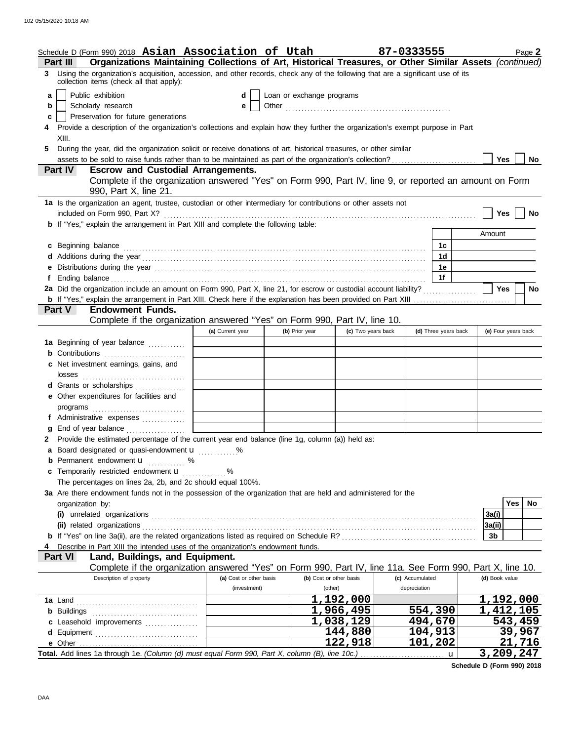Schedule D (Form 990) 2018 **Asian Association of Utah** **87-0333555** Page **2**

## Part III Organizations Maintaining Collections of Art, Historical Treasures, or Other Similar Assets *(continued)*

**3** Using the organization's acquisition, accession, and other records, check any of the following that are a significant use of its collection items (check all that apply):

- **a** ☐ Public exhibition
- **b** ☐ Scholarly research
- **c** ☐ Preservation for future generations
- **d** ☐ Loan or exchange programs
- **e** ☐ Other

**4** Provide a description of the organization's collections and explain how they further the organization's exempt purpose in Part XIII.

**5** During the year, did the organization solicit or receive donations of art, historical treasures, or other similar assets to be sold to raise funds rather than to be maintained as part of the organization's collection? ☐ Yes ☐ No

## Part IV Escrow and Custodial Arrangements.

Complete if the organization answered "Yes" on Form 990, Part IV, line 9, or reported an amount on Form 990, Part X, line 21.

**1a** Is the organization an agent, trustee, custodian or other intermediary for contributions or other assets not included on Form 990, Part X? ☐ Yes ☐ No

**b** If "Yes," explain the arrangement in Part XIII and complete the following table:

| | | Amount |
|---|---|---|
| **c** Beginning balance | 1c | |
| **d** Additions during the year | 1d | |
| **e** Distributions during the year | 1e | |
| **f** Ending balance | 1f | |

**2a** Did the organization include an amount on Form 990, Part X, line 21, for escrow or custodial account liability? ☐ Yes ☐ No

**b** If "Yes," explain the arrangement in Part XIII. Check here if the explanation has been provided on Part XIII ☐

## Part V Endowment Funds.

Complete if the organization answered "Yes" on Form 990, Part IV, line 10.

| | (a) Current year | (b) Prior year | (c) Two years back | (d) Three years back | (e) Four years back |
|---|---|---|---|---|---|
| **1a** Beginning of year balance | | | | | |
| **b** Contributions | | | | | |
| **c** Net investment earnings, gains, and losses | | | | | |
| **d** Grants or scholarships | | | | | |
| **e** Other expenditures for facilities and programs | | | | | |
| **f** Administrative expenses | | | | | |
| **g** End of year balance | | | | | |

**2** Provide the estimated percentage of the current year end balance (line 1g, column (a)) held as:

- **a** Board designated or quasi-endowment u ..........%
- **b** Permanent endowment u .......... %
- **c** Temporarily restricted endowment u .......... %

The percentages on lines 2a, 2b, and 2c should equal 100%.

**3a** Are there endowment funds not in the possession of the organization that are held and administered for the organization by:

| | | Yes | No |
|---|---|---|---|
| **(i)** unrelated organizations | 3a(i) | | |
| **(ii)** related organizations | 3a(ii) | | |
| **b** If "Yes" on line 3a(ii), are the related organizations listed as required on Schedule R? | 3b | | |

**4** Describe in Part XIII the intended uses of the organization's endowment funds.

## Part VI Land, Buildings, and Equipment.

Complete if the organization answered "Yes" on Form 990, Part IV, line 11a. See Form 990, Part X, line 10.

| Description of property | (a) Cost or other basis (investment) | (b) Cost or other basis (other) | (c) Accumulated depreciation | (d) Book value |
|---|---|---|---|---|
| **1a** Land | | 1,192,000 | | 1,192,000 |
| **b** Buildings | | 1,966,495 | 554,390 | 1,412,105 |
| **c** Leasehold improvements | | 1,038,129 | 494,670 | 543,459 |
| **d** Equipment | | 144,880 | 104,913 | 39,967 |
| **e** Other | | 122,918 | 101,202 | 21,716 |
| **Total.** Add lines 1a through 1e. *(Column (d) must equal Form 990, Part X, column (B), line 10c.)* u | | | | 3,209,247 |

**Schedule D (Form 990) 2018**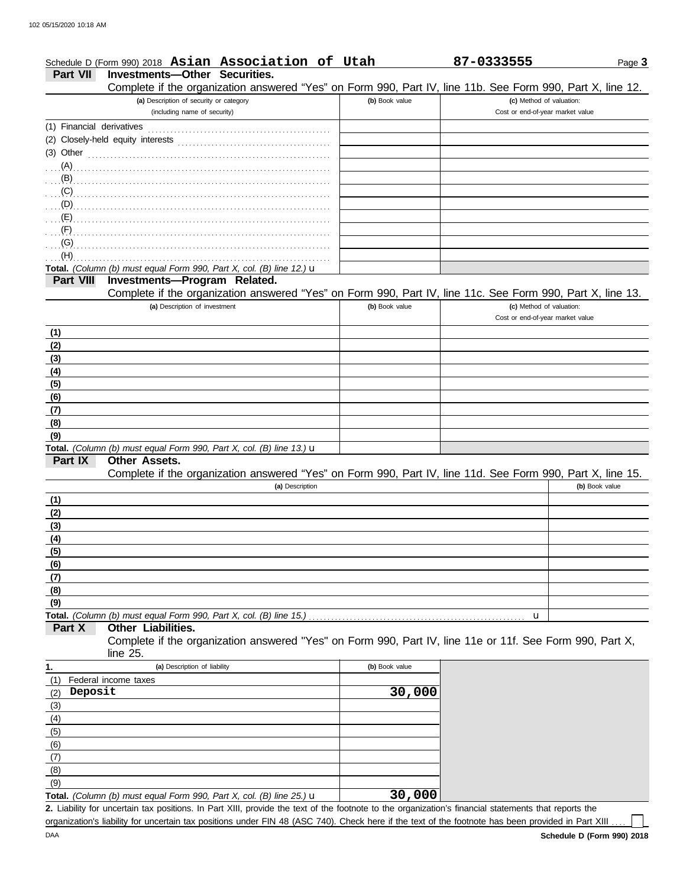Schedule D (Form 990) 2018 **Asian Association of Utah** **87-0333555** Page **3**

## Part VII Investments—Other Securities.

Complete if the organization answered "Yes" on Form 990, Part IV, line 11b. See Form 990, Part X, line 12.

| (a) Description of security or category (including name of security) | (b) Book value | (c) Method of valuation: Cost or end-of-year market value |
|---|---|---|
| (1) Financial derivatives | | |
| (2) Closely-held equity interests | | |
| (3) Other | | |
| (A) | | |
| (B) | | |
| (C) | | |
| (D) | | |
| (E) | | |
| (F) | | |
| (G) | | |
| (H) | | |
| **Total.** *(Column (b) must equal Form 990, Part X, col. (B) line 12.)* u | | |

## Part VIII Investments—Program Related.

Complete if the organization answered "Yes" on Form 990, Part IV, line 11c. See Form 990, Part X, line 13.

| (a) Description of investment | (b) Book value | (c) Method of valuation: Cost or end-of-year market value |
|---|---|---|
| (1) | | |
| (2) | | |
| (3) | | |
| (4) | | |
| (5) | | |
| (6) | | |
| (7) | | |
| (8) | | |
| (9) | | |
| **Total.** *(Column (b) must equal Form 990, Part X, col. (B) line 13.)* u | | |

## Part IX Other Assets.

Complete if the organization answered "Yes" on Form 990, Part IV, line 11d. See Form 990, Part X, line 15.

| (a) Description | (b) Book value |
|---|---|
| (1) | |
| (2) | |
| (3) | |
| (4) | |
| (5) | |
| (6) | |
| (7) | |
| (8) | |
| (9) | |
| **Total.** *(Column (b) must equal Form 990, Part X, col. (B) line 15.)* u | |

## Part X Other Liabilities.

Complete if the organization answered "Yes" on Form 990, Part IV, line 11e or 11f. See Form 990, Part X, line 25.

| 1. (a) Description of liability | (b) Book value |
|---|---|
| (1) Federal income taxes | |
| (2) **Deposit** | **30,000** |
| (3) | |
| (4) | |
| (5) | |
| (6) | |
| (7) | |
| (8) | |
| (9) | |
| **Total.** *(Column (b) must equal Form 990, Part X, col. (B) line 25.)* u | **30,000** |

**2.** Liability for uncertain tax positions. In Part XIII, provide the text of the footnote to the organization's financial statements that reports the organization's liability for uncertain tax positions under FIN 48 (ASC 740). Check here if the text of the footnote has been provided in Part XIII ☐

DAA **Schedule D (Form 990) 2018**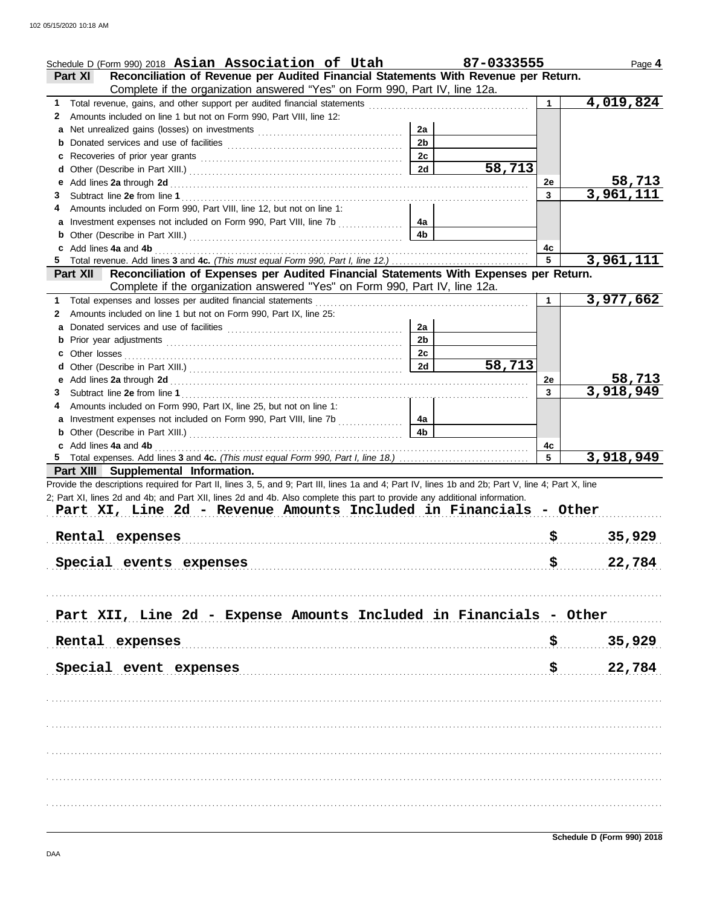Schedule D (Form 990) 2018 **Asian Association of Utah** **87-0333555** Page **4**

## Part XI Reconciliation of Revenue per Audited Financial Statements With Revenue per Return.

Complete if the organization answered "Yes" on Form 990, Part IV, line 12a.

| | | | | | |
|---|---|---|---|---|---|
| **1** | Total revenue, gains, and other support per audited financial statements | | | 1 | 4,019,824 |
| **2** | Amounts included on line 1 but not on Form 990, Part VIII, line 12: | | | | |
| **a** | Net unrealized gains (losses) on investments | 2a | | | |
| **b** | Donated services and use of facilities | 2b | | | |
| **c** | Recoveries of prior year grants | 2c | | | |
| **d** | Other (Describe in Part XIII.) | 2d | 58,713 | | |
| **e** | Add lines **2a** through **2d** | | | 2e | 58,713 |
| **3** | Subtract line **2e** from line **1** | | | 3 | 3,961,111 |
| **4** | Amounts included on Form 990, Part VIII, line 12, but not on line 1: | | | | |
| **a** | Investment expenses not included on Form 990, Part VIII, line 7b | 4a | | | |
| **b** | Other (Describe in Part XIII.) | 4b | | | |
| **c** | Add lines **4a** and **4b** | | | 4c | |
| **5** | Total revenue. Add lines **3** and **4c.** *(This must equal Form 990, Part I, line 12.)* | | | 5 | 3,961,111 |

## Part XII Reconciliation of Expenses per Audited Financial Statements With Expenses per Return.

Complete if the organization answered "Yes" on Form 990, Part IV, line 12a.

| | | | | | |
|---|---|---|---|---|---|
| **1** | Total expenses and losses per audited financial statements | | | 1 | 3,977,662 |
| **2** | Amounts included on line 1 but not on Form 990, Part IX, line 25: | | | | |
| **a** | Donated services and use of facilities | 2a | | | |
| **b** | Prior year adjustments | 2b | | | |
| **c** | Other losses | 2c | | | |
| **d** | Other (Describe in Part XIII.) | 2d | 58,713 | | |
| **e** | Add lines **2a** through **2d** | | | 2e | 58,713 |
| **3** | Subtract line **2e** from line **1** | | | 3 | 3,918,949 |
| **4** | Amounts included on Form 990, Part IX, line 25, but not on line 1: | | | | |
| **a** | Investment expenses not included on Form 990, Part VIII, line 7b | 4a | | | |
| **b** | Other (Describe in Part XIII.) | 4b | | | |
| **c** | Add lines **4a** and **4b** | | | 4c | |
| **5** | Total expenses. Add lines **3** and **4c.** *(This must equal Form 990, Part I, line 18.)* | | | 5 | 3,918,949 |

## Part XIII Supplemental Information.

Provide the descriptions required for Part II, lines 3, 5, and 9; Part III, lines 1a and 4; Part IV, lines 1b and 2b; Part V, line 4; Part X, line 2; Part XI, lines 2d and 4b; and Part XII, lines 2d and 4b. Also complete this part to provide any additional information.

**Part XI, Line 2d - Revenue Amounts Included in Financials - Other**

Rental expenses $ 35,929

Special events expenses $ 22,784

**Part XII, Line 2d - Expense Amounts Included in Financials - Other**

Rental expenses $ 35,929

Special event expenses $ 22,784

**Schedule D (Form 990) 2018**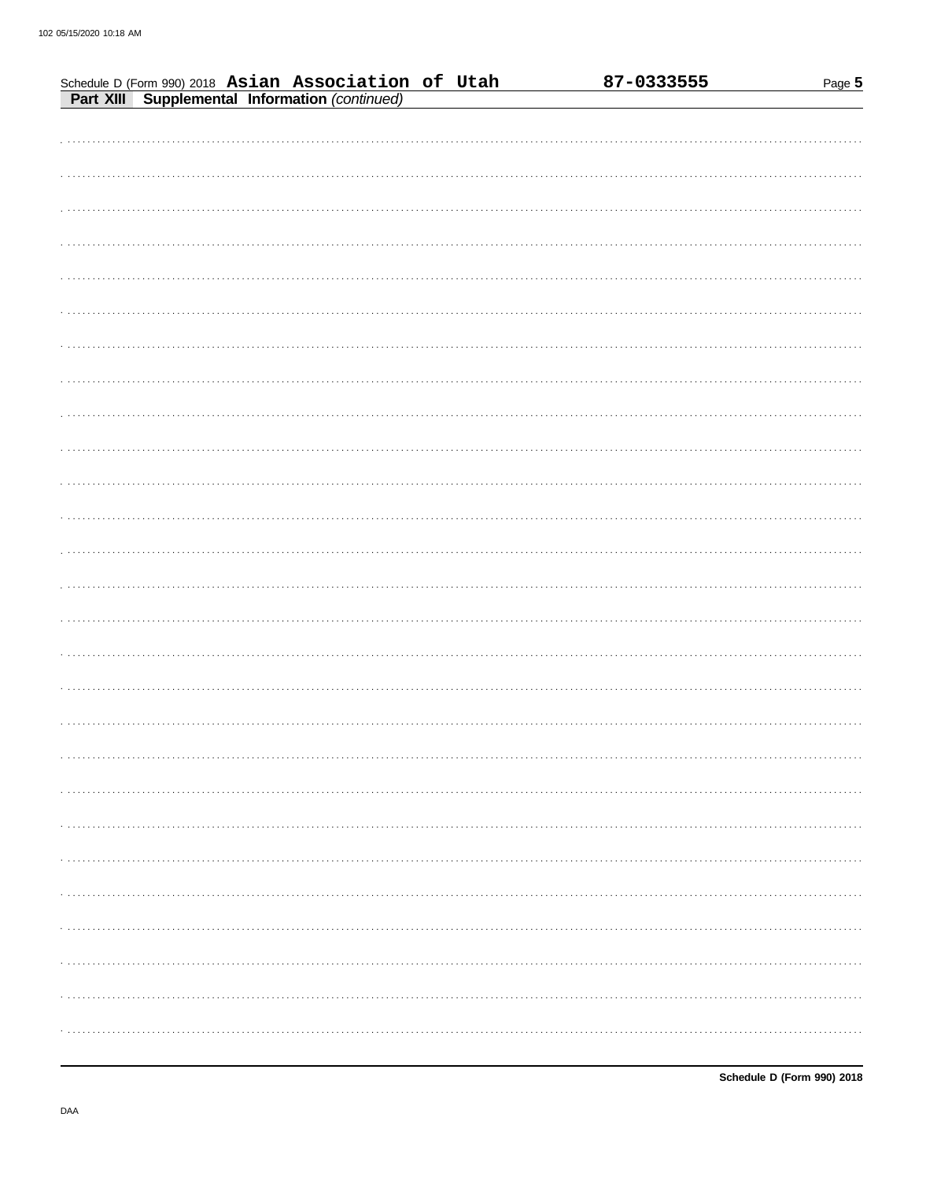Schedule D (Form 990) 2018 **Asian Association of Utah** **87-0333555** Page **5**

**Part XIII Supplemental Information** *(continued)*

**Schedule D (Form 990) 2018**

DAA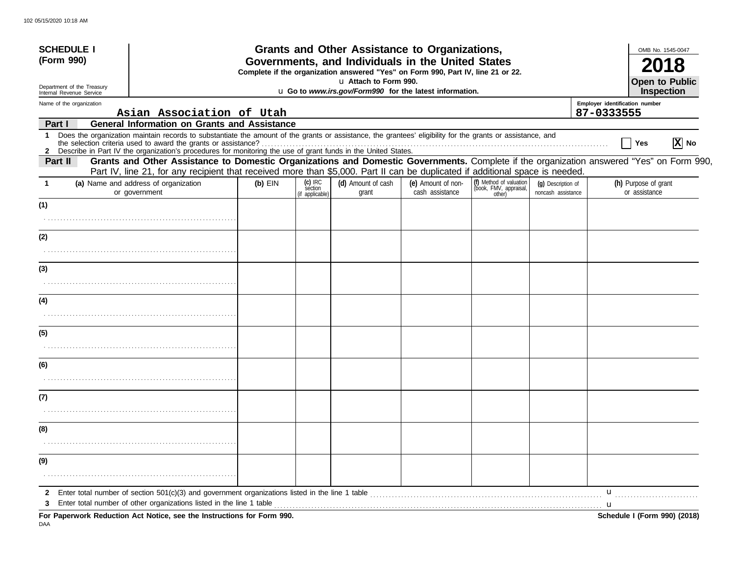**SCHEDULE I (Form 990)**

Department of the Treasury
Internal Revenue Service

# Grants and Other Assistance to Organizations, Governments, and Individuals in the United States

**Complete if the organization answered "Yes" on Form 990, Part IV, line 22.**

u **Attach to Form 990.**

u **Go to** ***www.irs.gov/Form990*** **for the latest information.**

OMB No. 1545-0047

**2018**

**Open to Public Inspection**

Name of the organization: Asian Association of Utah

Employer identification number: 87-0333555

## Part I General Information on Grants and Assistance

**1** Does the organization maintain records to substantiate the amount of the grants or assistance, the grantees' eligibility for the grants or assistance, and the selection criteria used to award the grants or assistance? ☐ Yes ☒ No

**2** Describe in Part IV the organization's procedures for monitoring the use of grant funds in the United States.

## Part II Grants and Other Assistance to Domestic Organizations and Domestic Governments.

Complete if the organization answered "Yes" on Form 990, Part IV, line 21, for any recipient that received more than $5,000. Part II can be duplicated if additional space is needed.

| 1 (a) Name and address of organization or government | (b) EIN | (c) IRC section (if applicable) | (d) Amount of cash grant | (e) Amount of non-cash assistance | (f) Method of valuation (book, FMV, appraisal, other) | (g) Description of noncash assistance | (h) Purpose of grant or assistance |
|---|---|---|---|---|---|---|---|
| (1) | | | | | | | |
| (2) | | | | | | | |
| (3) | | | | | | | |
| (4) | | | | | | | |
| (5) | | | | | | | |
| (6) | | | | | | | |
| (7) | | | | | | | |
| (8) | | | | | | | |
| (9) | | | | | | | |

**2** Enter total number of section 501(c)(3) and government organizations listed in the line 1 table u

**3** Enter total number of other organizations listed in the line 1 table u

**For Paperwork Reduction Act Notice, see the Instructions for Form 990.**

**Schedule I (Form 990) (2018)**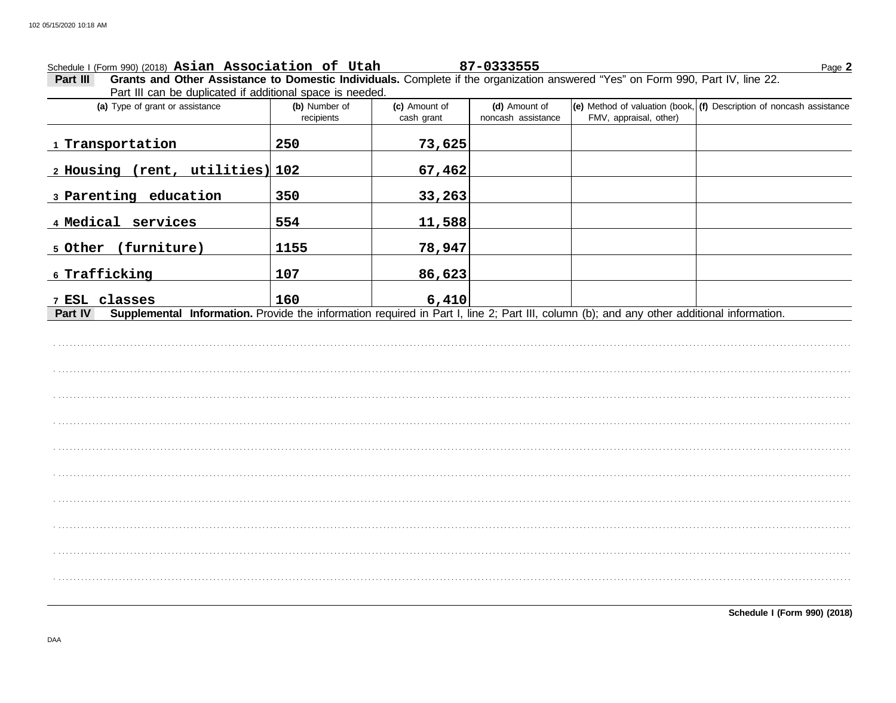Schedule I (Form 990) (2018) **Asian Association of Utah** **87-0333555** Page **2**

**Part III** **Grants and Other Assistance to Domestic Individuals.** Complete if the organization answered "Yes" on Form 990, Part IV, line 22. Part III can be duplicated if additional space is needed.

| (a) Type of grant or assistance | (b) Number of recipients | (c) Amount of cash grant | (d) Amount of noncash assistance | (e) Method of valuation (book, FMV, appraisal, other) | (f) Description of noncash assistance |
|---|---|---|---|---|---|
| 1 Transportation | 250 | 73,625 | | | |
| 2 Housing (rent, utilities) | 102 | 67,462 | | | |
| 3 Parenting education | 350 | 33,263 | | | |
| 4 Medical services | 554 | 11,588 | | | |
| 5 Other (furniture) | 1155 | 78,947 | | | |
| 6 Trafficking | 107 | 86,623 | | | |
| 7 ESL classes | 160 | 6,410 | | | |

**Part IV** **Supplemental Information.** Provide the information required in Part I, line 2; Part III, column (b); and any other additional information.

**Schedule I (Form 990) (2018)**

DAA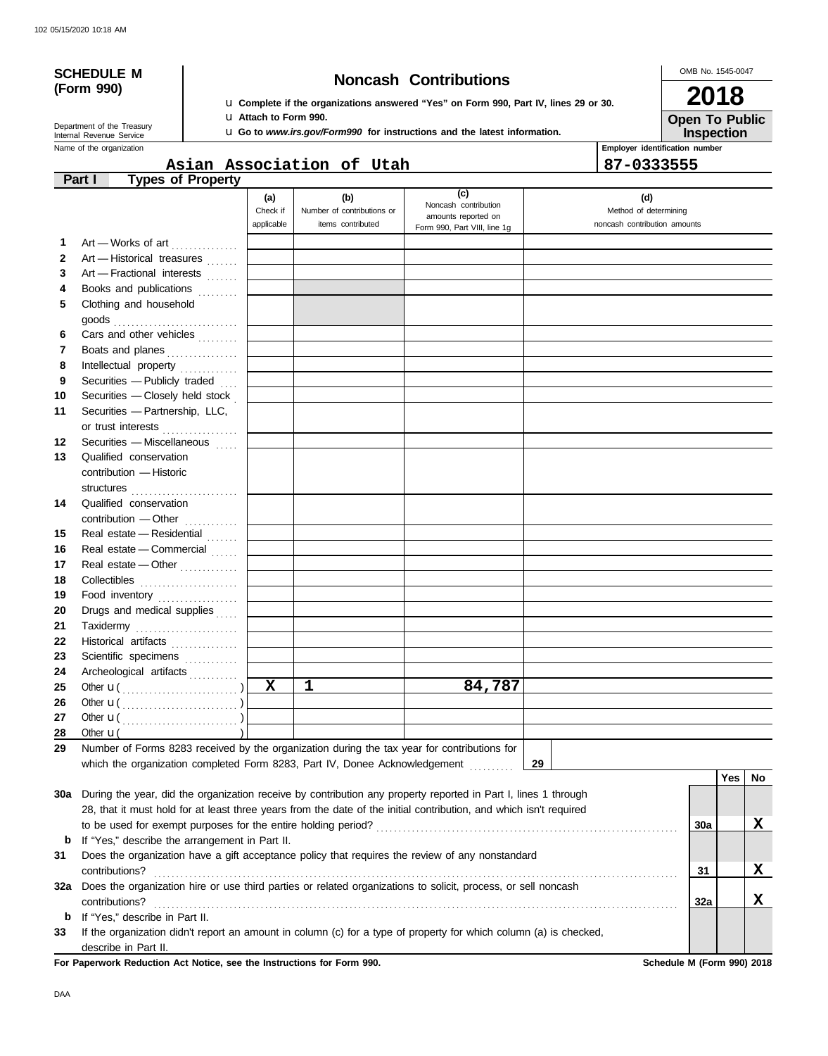**SCHEDULE M (Form 990)**

Department of the Treasury
Internal Revenue Service

# Noncash Contributions

u Complete if the organizations answered "Yes" on Form 990, Part IV, lines 29 or 30.
u Attach to Form 990.
u Go to *www.irs.gov/Form990* for instructions and the latest information.

OMB No. 1545-0047

**2018**

**Open To Public Inspection**

Name of the organization: Asian Association of Utah

Employer identification number: 87-0333555

**Part I — Types of Property**

| | | (a) Check if applicable | (b) Number of contributions or items contributed | (c) Noncash contribution amounts reported on Form 990, Part VIII, line 1g | (d) Method of determining noncash contribution amounts |
|---|---|---|---|---|---|
| 1 | Art — Works of art | | | | |
| 2 | Art — Historical treasures | | | | |
| 3 | Art — Fractional interests | | | | |
| 4 | Books and publications | | | | |
| 5 | Clothing and household goods | | | | |
| 6 | Cars and other vehicles | | | | |
| 7 | Boats and planes | | | | |
| 8 | Intellectual property | | | | |
| 9 | Securities — Publicly traded | | | | |
| 10 | Securities — Closely held stock | | | | |
| 11 | Securities — Partnership, LLC, or trust interests | | | | |
| 12 | Securities — Miscellaneous | | | | |
| 13 | Qualified conservation contribution — Historic structures | | | | |
| 14 | Qualified conservation contribution — Other | | | | |
| 15 | Real estate — Residential | | | | |
| 16 | Real estate — Commercial | | | | |
| 17 | Real estate — Other | | | | |
| 18 | Collectibles | | | | |
| 19 | Food inventory | | | | |
| 20 | Drugs and medical supplies | | | | |
| 21 | Taxidermy | | | | |
| 22 | Historical artifacts | | | | |
| 23 | Scientific specimens | | | | |
| 24 | Archeological artifacts | | | | |
| 25 | Other u ( ) | X | 1 | 84,787 | |
| 26 | Other u ( ) | | | | |
| 27 | Other u ( ) | | | | |
| 28 | Other u ( ) | | | | |

29 Number of Forms 8283 received by the organization during the tax year for contributions for which the organization completed Form 8283, Part IV, Donee Acknowledgement . . . . . . **29**

| | | | Yes | No |
|---|---|---|---|---|
| 30a | During the year, did the organization receive by contribution any property reported in Part I, lines 1 through 28, that it must hold for at least three years from the date of the initial contribution, and which isn't required to be used for exempt purposes for the entire holding period? | 30a | | X |
| b | If "Yes," describe the arrangement in Part II. | | | |
| 31 | Does the organization have a gift acceptance policy that requires the review of any nonstandard contributions? | 31 | | X |
| 32a | Does the organization hire or use third parties or related organizations to solicit, process, or sell noncash contributions? | 32a | | X |
| b | If "Yes," describe in Part II. | | | |
| 33 | If the organization didn't report an amount in column (c) for a type of property for which column (a) is checked, describe in Part II. | | | |

**For Paperwork Reduction Act Notice, see the Instructions for Form 990.**

**Schedule M (Form 990) 2018**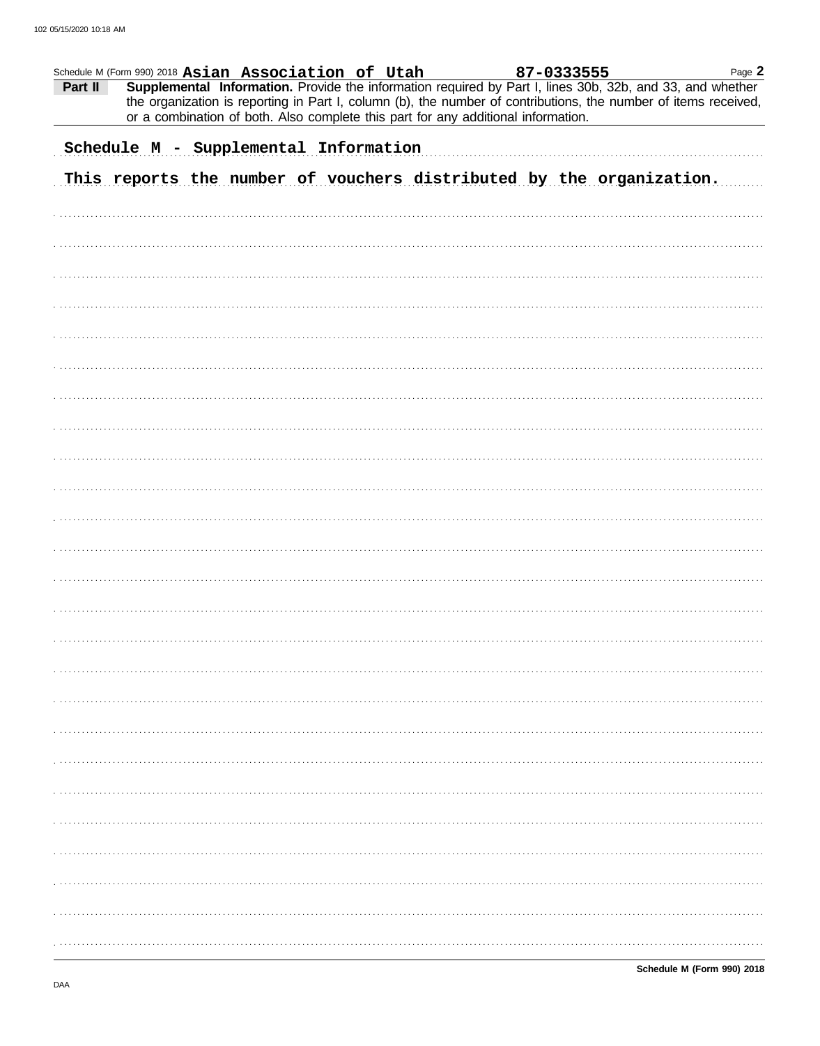Schedule M (Form 990) 2018 **Asian Association of Utah** **87-0333555** Page **2**

**Part II** **Supplemental Information.** Provide the information required by Part I, lines 30b, 32b, and 33, and whether the organization is reporting in Part I, column (b), the number of contributions, the number of items received, or a combination of both. Also complete this part for any additional information.

**Schedule M - Supplemental Information**

**This reports the number of vouchers distributed by the organization.**

**Schedule M (Form 990) 2018**

DAA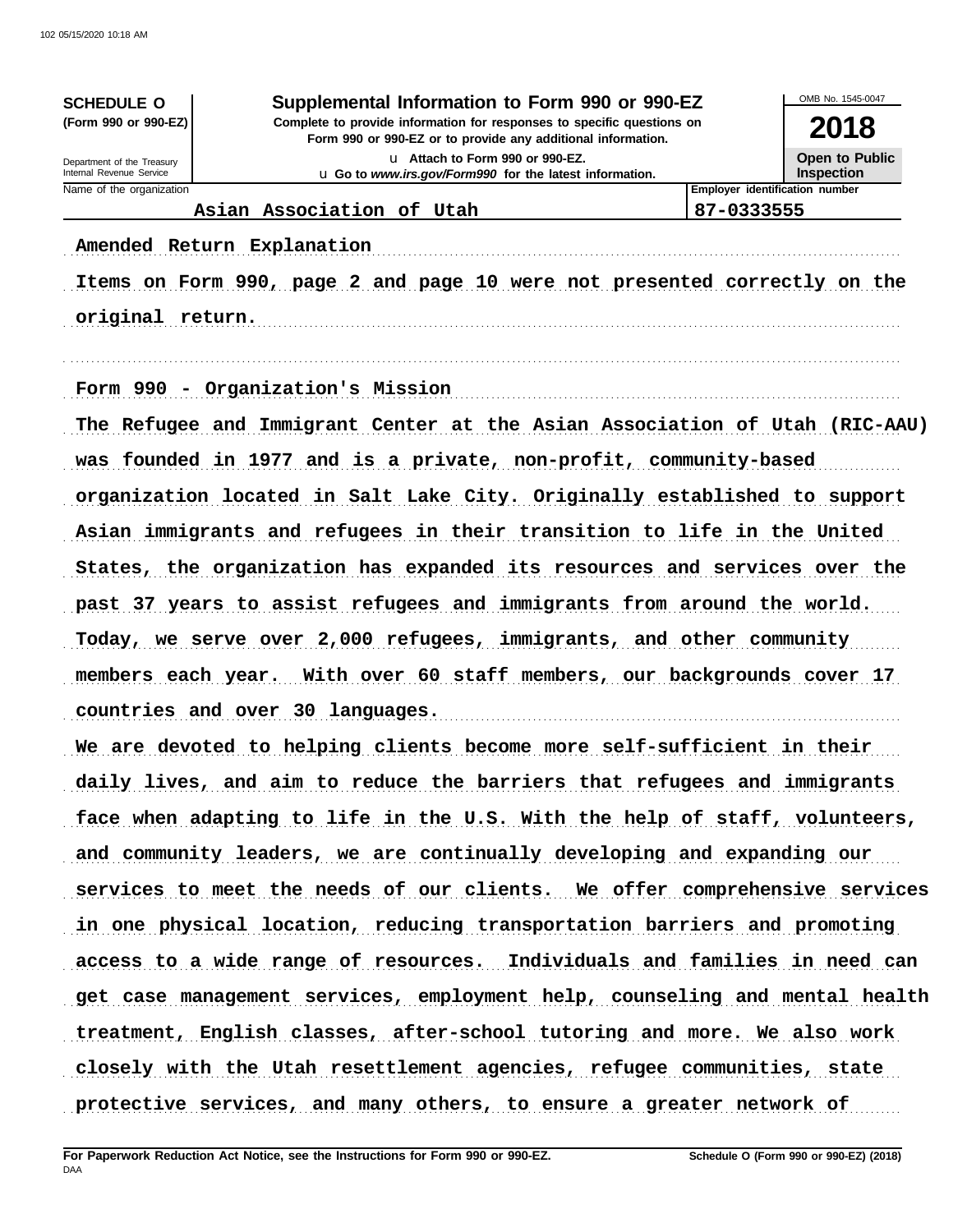**SCHEDULE O**
**(Form 990 or 990-EZ)**

Department of the Treasury
Internal Revenue Service

# Supplemental Information to Form 990 or 990-EZ

**Complete to provide information for responses to specific questions on Form 990 or 990-EZ or to provide any additional information.**

u Attach to Form 990 or 990-EZ.

u Go to *www.irs.gov/Form990* for the latest information.

OMB No. 1545-0047

**2018**

**Open to Public Inspection**

| Name of the organization | Employer identification number |
|---|---|
| Asian Association of Utah | 87-0333555 |

Amended Return Explanation

Items on Form 990, page 2 and page 10 were not presented correctly on the original return.

Form 990 - Organization's Mission

The Refugee and Immigrant Center at the Asian Association of Utah (RIC-AAU) was founded in 1977 and is a private, non-profit, community-based organization located in Salt Lake City. Originally established to support Asian immigrants and refugees in their transition to life in the United States, the organization has expanded its resources and services over the past 37 years to assist refugees and immigrants from around the world. Today, we serve over 2,000 refugees, immigrants, and other community members each year. With over 60 staff members, our backgrounds cover 17 countries and over 30 languages.

We are devoted to helping clients become more self-sufficient in their daily lives, and aim to reduce the barriers that refugees and immigrants face when adapting to life in the U.S. With the help of staff, volunteers, and community leaders, we are continually developing and expanding our services to meet the needs of our clients. We offer comprehensive services in one physical location, reducing transportation barriers and promoting access to a wide range of resources. Individuals and families in need can get case management services, employment help, counseling and mental health treatment, English classes, after-school tutoring and more. We also work closely with the Utah resettlement agencies, refugee communities, state protective services, and many others, to ensure a greater network of

**For Paperwork Reduction Act Notice, see the Instructions for Form 990 or 990-EZ.**
DAA
**Schedule O (Form 990 or 990-EZ) (2018)**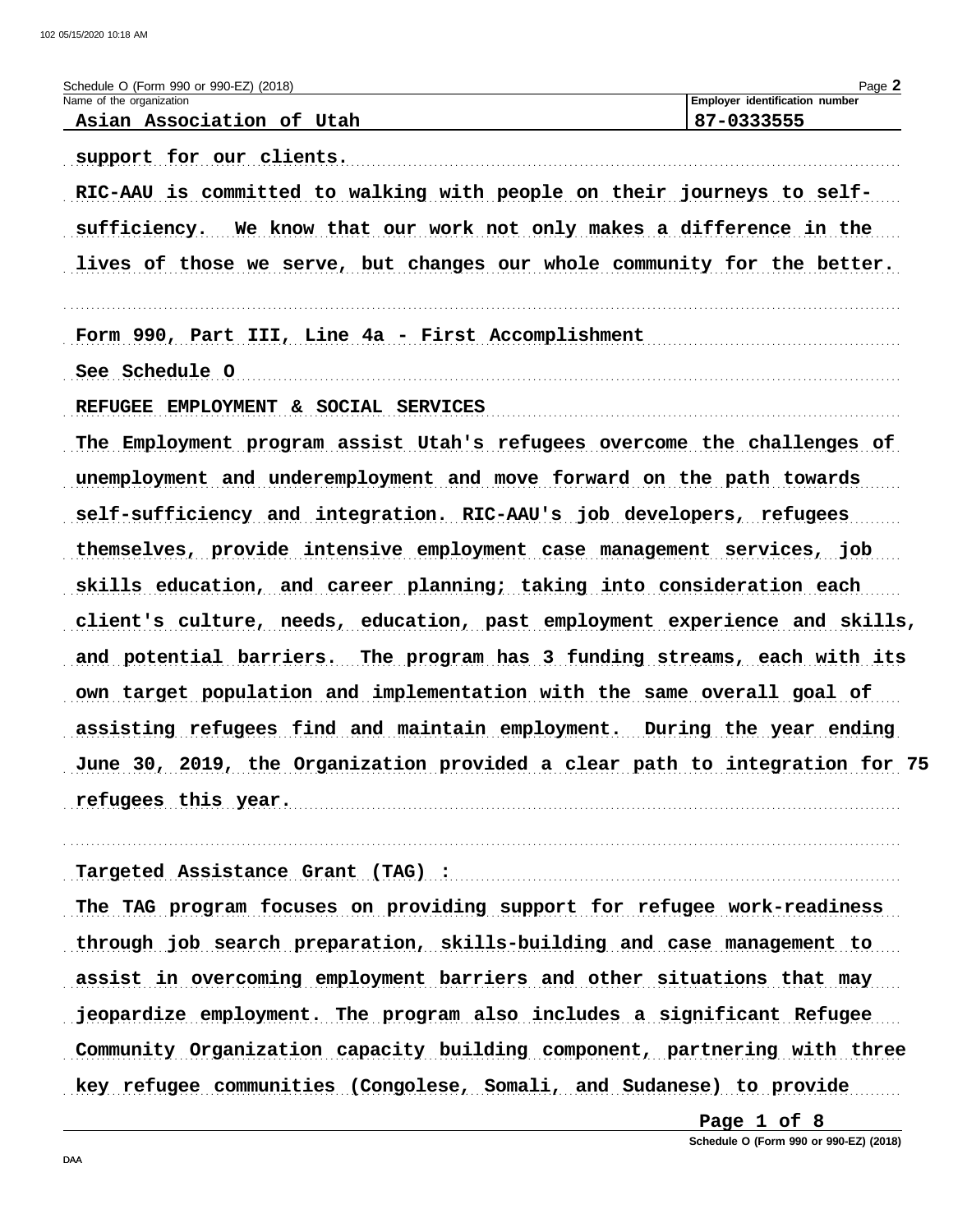Schedule O (Form 990 or 990-EZ) (2018)

| Name of the organization | Employer identification number |
|---|---|
| Asian Association of Utah | 87-0333555 |

support for our clients.

RIC-AAU is committed to walking with people on their journeys to self-sufficiency. We know that our work not only makes a difference in the lives of those we serve, but changes our whole community for the better.

Form 990, Part III, Line 4a - First Accomplishment

See Schedule O

REFUGEE EMPLOYMENT & SOCIAL SERVICES

The Employment program assist Utah's refugees overcome the challenges of unemployment and underemployment and move forward on the path towards self-sufficiency and integration. RIC-AAU's job developers, refugees themselves, provide intensive employment case management services, job skills education, and career planning; taking into consideration each client's culture, needs, education, past employment experience and skills, and potential barriers. The program has 3 funding streams, each with its own target population and implementation with the same overall goal of assisting refugees find and maintain employment. During the year ending June 30, 2019, the Organization provided a clear path to integration for 75 refugees this year.

Targeted Assistance Grant (TAG) :

The TAG program focuses on providing support for refugee work-readiness through job search preparation, skills-building and case management to assist in overcoming employment barriers and other situations that may jeopardize employment. The program also includes a significant Refugee Community Organization capacity building component, partnering with three key refugee communities (Congolese, Somali, and Sudanese) to provide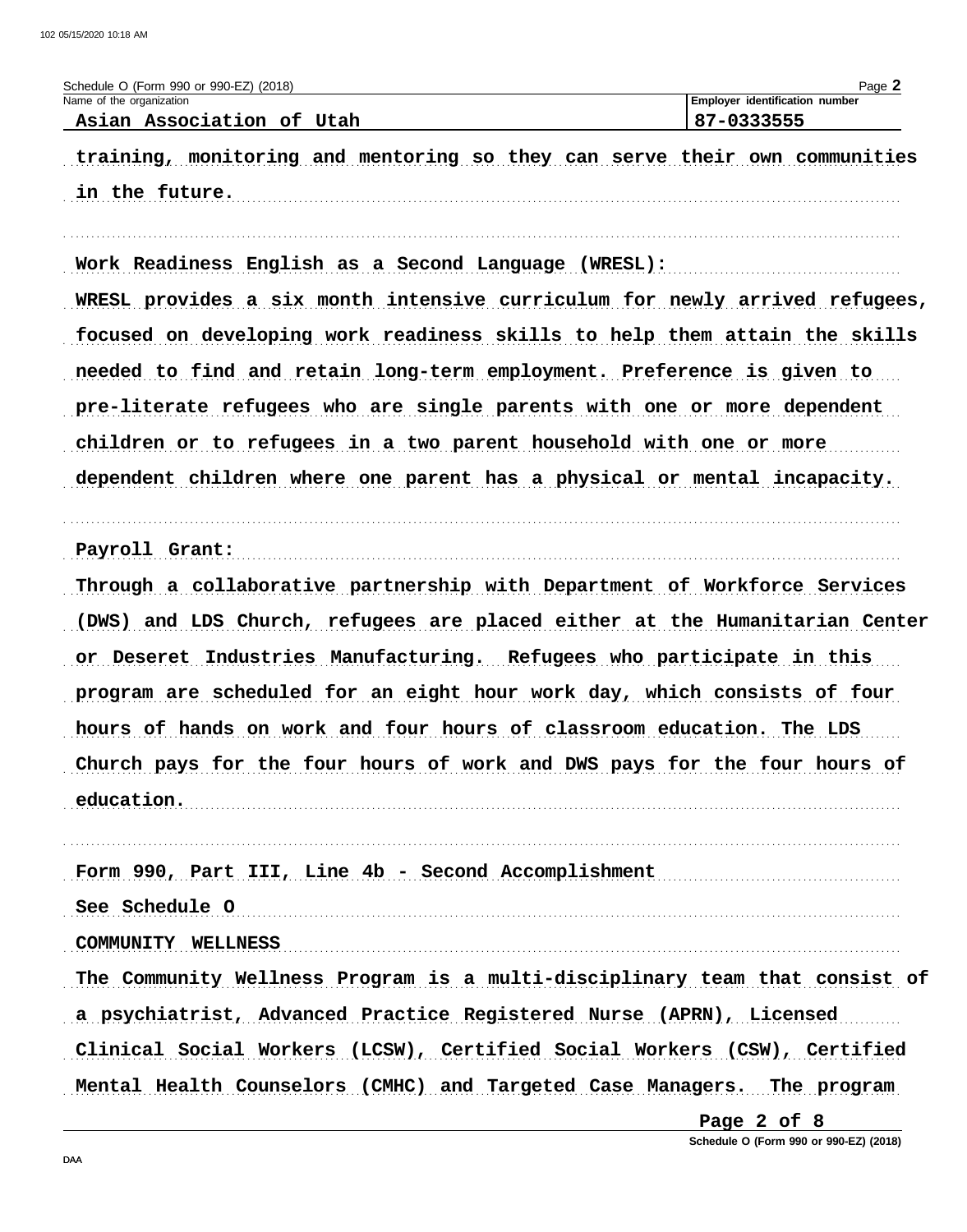Schedule O (Form 990 or 990-EZ) (2018)

| Name of the organization | Employer identification number |
| --- | --- |
| Asian Association of Utah | 87-0333555 |

training, monitoring and mentoring so they can serve their own communities in the future.

Work Readiness English as a Second Language (WRESL):

WRESL provides a six month intensive curriculum for newly arrived refugees, focused on developing work readiness skills to help them attain the skills needed to find and retain long-term employment. Preference is given to pre-literate refugees who are single parents with one or more dependent children or to refugees in a two parent household with one or more dependent children where one parent has a physical or mental incapacity.

Payroll Grant:

Through a collaborative partnership with Department of Workforce Services (DWS) and LDS Church, refugees are placed either at the Humanitarian Center or Deseret Industries Manufacturing. Refugees who participate in this program are scheduled for an eight hour work day, which consists of four hours of hands on work and four hours of classroom education. The LDS Church pays for the four hours of work and DWS pays for the four hours of education.

Form 990, Part III, Line 4b - Second Accomplishment

See Schedule O

COMMUNITY WELLNESS

The Community Wellness Program is a multi-disciplinary team that consist of a psychiatrist, Advanced Practice Registered Nurse (APRN), Licensed Clinical Social Workers (LCSW), Certified Social Workers (CSW), Certified Mental Health Counselors (CMHC) and Targeted Case Managers. The program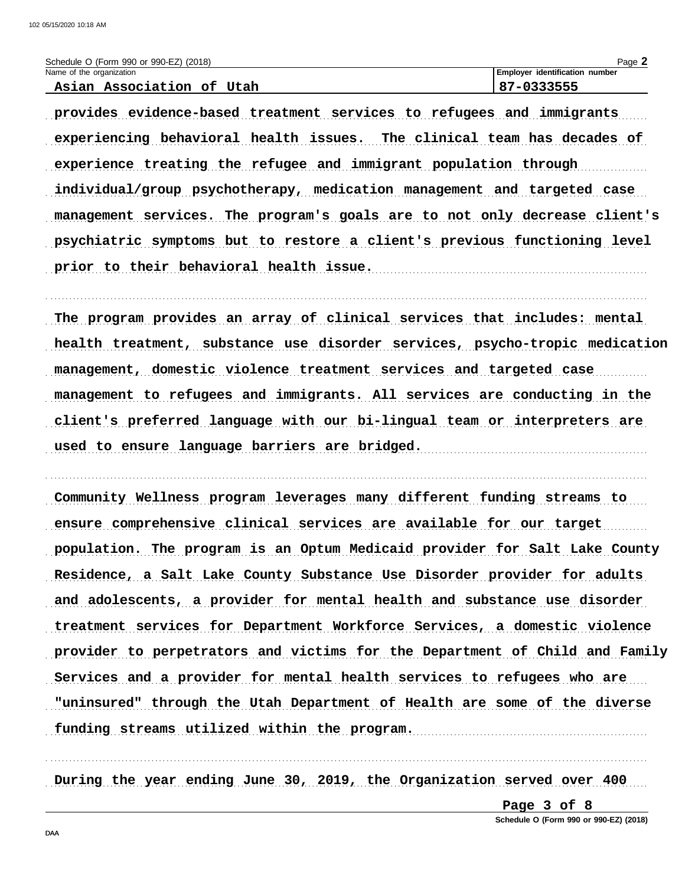Schedule O (Form 990 or 990-EZ) (2018)

Name of the organization: Asian Association of Utah

Employer identification number: 87-0333555

provides evidence-based treatment services to refugees and immigrants experiencing behavioral health issues. The clinical team has decades of experience treating the refugee and immigrant population through individual/group psychotherapy, medication management and targeted case management services. The program's goals are to not only decrease client's psychiatric symptoms but to restore a client's previous functioning level prior to their behavioral health issue.

The program provides an array of clinical services that includes: mental health treatment, substance use disorder services, psycho-tropic medication management, domestic violence treatment services and targeted case management to refugees and immigrants. All services are conducting in the client's preferred language with our bi-lingual team or interpreters are used to ensure language barriers are bridged.

Community Wellness program leverages many different funding streams to ensure comprehensive clinical services are available for our target population. The program is an Optum Medicaid provider for Salt Lake County Residence, a Salt Lake County Substance Use Disorder provider for adults and adolescents, a provider for mental health and substance use disorder treatment services for Department Workforce Services, a domestic violence provider to perpetrators and victims for the Department of Child and Family Services and a provider for mental health services to refugees who are "uninsured" through the Utah Department of Health are some of the diverse funding streams utilized within the program.

During the year ending June 30, 2019, the Organization served over 400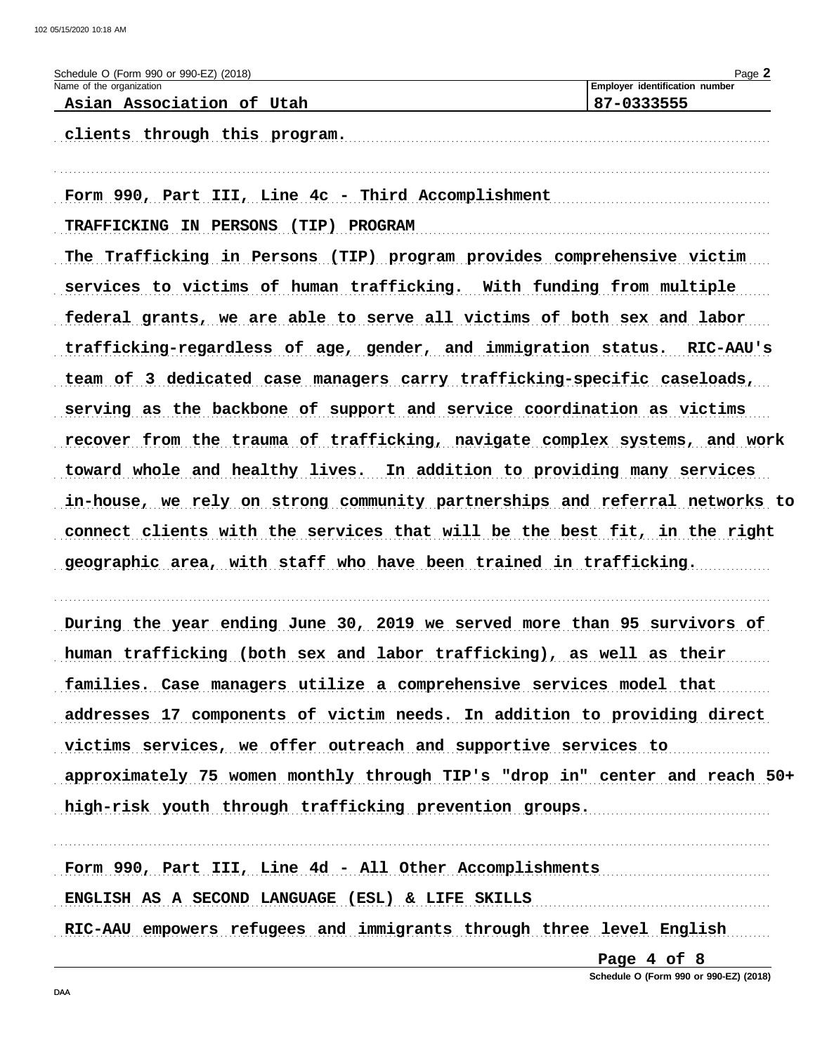Schedule O (Form 990 or 990-EZ) (2018)

Name of the organization: Asian Association of Utah

Employer identification number: 87-0333555

clients through this program.

Form 990, Part III, Line 4c - Third Accomplishment

TRAFFICKING IN PERSONS (TIP) PROGRAM

The Trafficking in Persons (TIP) program provides comprehensive victim services to victims of human trafficking. With funding from multiple federal grants, we are able to serve all victims of both sex and labor trafficking-regardless of age, gender, and immigration status. RIC-AAU's team of 3 dedicated case managers carry trafficking-specific caseloads, serving as the backbone of support and service coordination as victims recover from the trauma of trafficking, navigate complex systems, and work toward whole and healthy lives. In addition to providing many services in-house, we rely on strong community partnerships and referral networks to connect clients with the services that will be the best fit, in the right geographic area, with staff who have been trained in trafficking.

During the year ending June 30, 2019 we served more than 95 survivors of human trafficking (both sex and labor trafficking), as well as their families. Case managers utilize a comprehensive services model that addresses 17 components of victim needs. In addition to providing direct victims services, we offer outreach and supportive services to approximately 75 women monthly through TIP's "drop in" center and reach 50+ high-risk youth through trafficking prevention groups.

Form 990, Part III, Line 4d - All Other Accomplishments

ENGLISH AS A SECOND LANGUAGE (ESL) & LIFE SKILLS

RIC-AAU empowers refugees and immigrants through three level English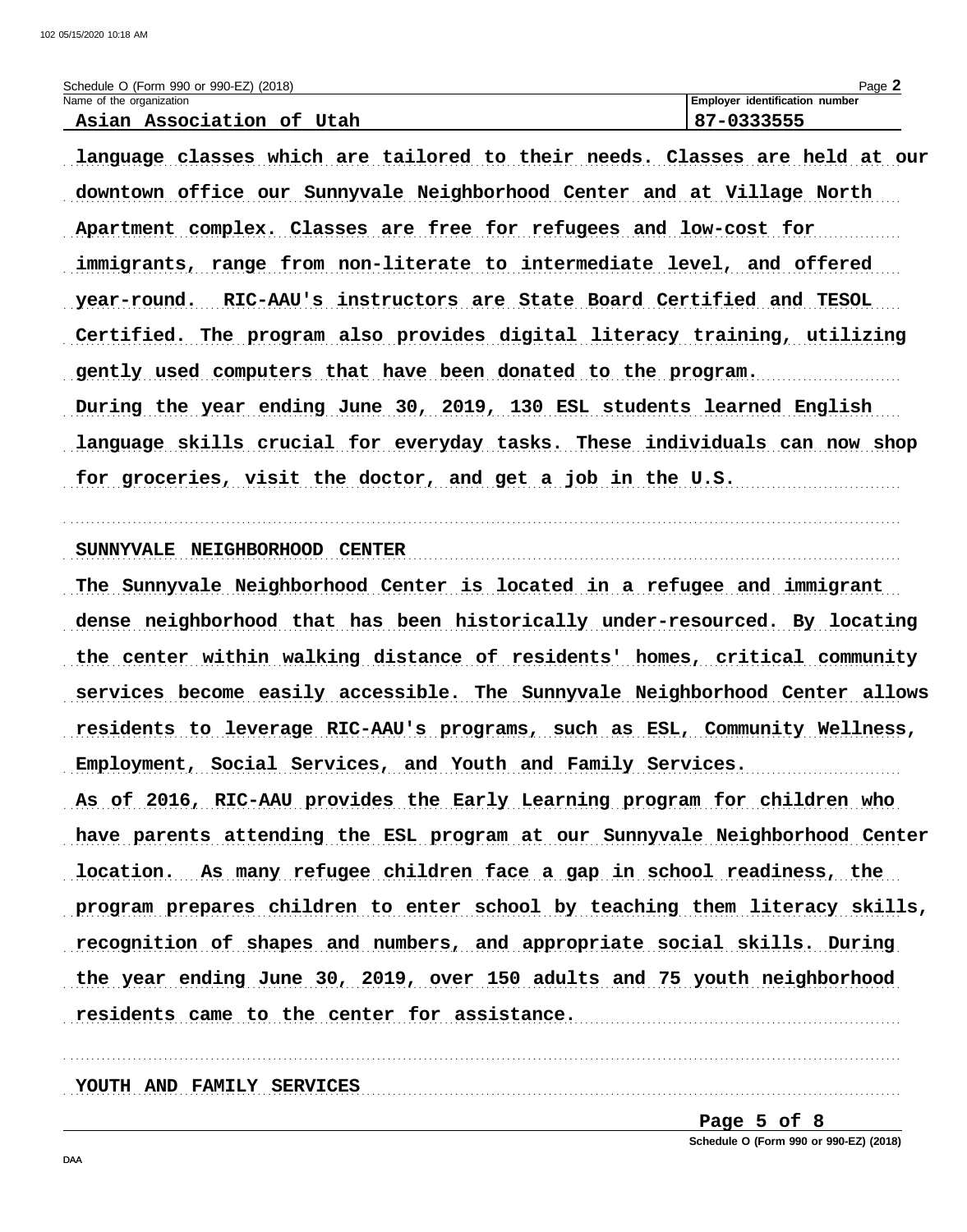Schedule O (Form 990 or 990-EZ) (2018)

Name of the organization: **Asian Association of Utah**

Employer identification number: **87-0333555**

language classes which are tailored to their needs. Classes are held at our downtown office our Sunnyvale Neighborhood Center and at Village North Apartment complex. Classes are free for refugees and low-cost for immigrants, range from non-literate to intermediate level, and offered year-round. RIC-AAU's instructors are State Board Certified and TESOL Certified. The program also provides digital literacy training, utilizing gently used computers that have been donated to the program.

During the year ending June 30, 2019, 130 ESL students learned English language skills crucial for everyday tasks. These individuals can now shop for groceries, visit the doctor, and get a job in the U.S.

SUNNYVALE NEIGHBORHOOD CENTER

The Sunnyvale Neighborhood Center is located in a refugee and immigrant dense neighborhood that has been historically under-resourced. By locating the center within walking distance of residents' homes, critical community services become easily accessible. The Sunnyvale Neighborhood Center allows residents to leverage RIC-AAU's programs, such as ESL, Community Wellness, Employment, Social Services, and Youth and Family Services.

As of 2016, RIC-AAU provides the Early Learning program for children who have parents attending the ESL program at our Sunnyvale Neighborhood Center location. As many refugee children face a gap in school readiness, the program prepares children to enter school by teaching them literacy skills, recognition of shapes and numbers, and appropriate social skills. During the year ending June 30, 2019, over 150 adults and 75 youth neighborhood residents came to the center for assistance.

YOUTH AND FAMILY SERVICES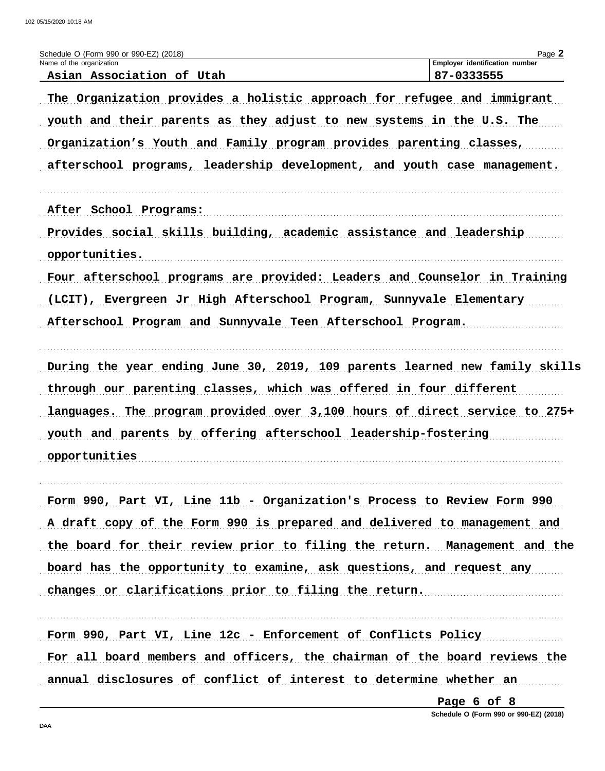Schedule O (Form 990 or 990-EZ) (2018)

| Name of the organization | Employer identification number |
|---|---|
| Asian Association of Utah | 87-0333555 |

The Organization provides a holistic approach for refugee and immigrant youth and their parents as they adjust to new systems in the U.S. The Organization's Youth and Family program provides parenting classes, afterschool programs, leadership development, and youth case management.

After School Programs:
Provides social skills building, academic assistance and leadership opportunities.
Four afterschool programs are provided: Leaders and Counselor in Training (LCIT), Evergreen Jr High Afterschool Program, Sunnyvale Elementary Afterschool Program and Sunnyvale Teen Afterschool Program.

During the year ending June 30, 2019, 109 parents learned new family skills through our parenting classes, which was offered in four different languages. The program provided over 3,100 hours of direct service to 275+ youth and parents by offering afterschool leadership-fostering opportunities

Form 990, Part VI, Line 11b - Organization's Process to Review Form 990
A draft copy of the Form 990 is prepared and delivered to management and the board for their review prior to filing the return. Management and the board has the opportunity to examine, ask questions, and request any changes or clarifications prior to filing the return.

Form 990, Part VI, Line 12c - Enforcement of Conflicts Policy
For all board members and officers, the chairman of the board reviews the annual disclosures of conflict of interest to determine whether an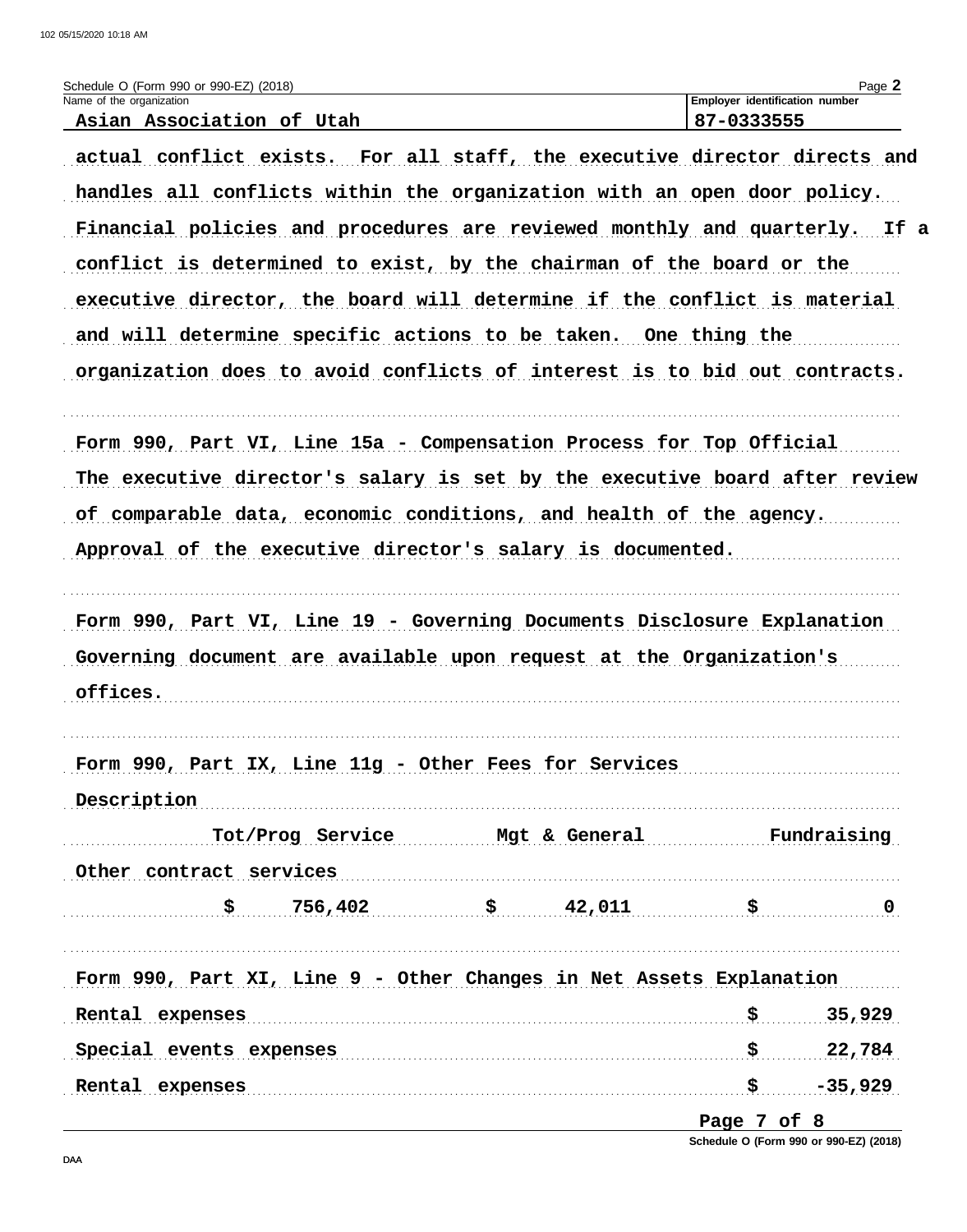Schedule O (Form 990 or 990-EZ) (2018)

| Name of the organization | Employer identification number |
|---|---|
| Asian Association of Utah | 87-0333555 |

actual conflict exists. For all staff, the executive director directs and handles all conflicts within the organization with an open door policy. Financial policies and procedures are reviewed monthly and quarterly. If a conflict is determined to exist, by the chairman of the board or the executive director, the board will determine if the conflict is material and will determine specific actions to be taken. One thing the organization does to avoid conflicts of interest is to bid out contracts.

Form 990, Part VI, Line 15a - Compensation Process for Top Official

The executive director's salary is set by the executive board after review of comparable data, economic conditions, and health of the agency. Approval of the executive director's salary is documented.

Form 990, Part VI, Line 19 - Governing Documents Disclosure Explanation

Governing document are available upon request at the Organization's offices.

Form 990, Part IX, Line 11g - Other Fees for Services

| Description | Tot/Prog Service | Mgt & General | Fundraising |
|---|---|---|---|
| Other contract services | $ 756,402 | $ 42,011 | $ 0 |

Form 990, Part XI, Line 9 - Other Changes in Net Assets Explanation

| | |
|---|---|
| Rental expenses | $ 35,929 |
| Special events expenses | $ 22,784 |
| Rental expenses | $ -35,929 |

Schedule O (Form 990 or 990-EZ) (2018)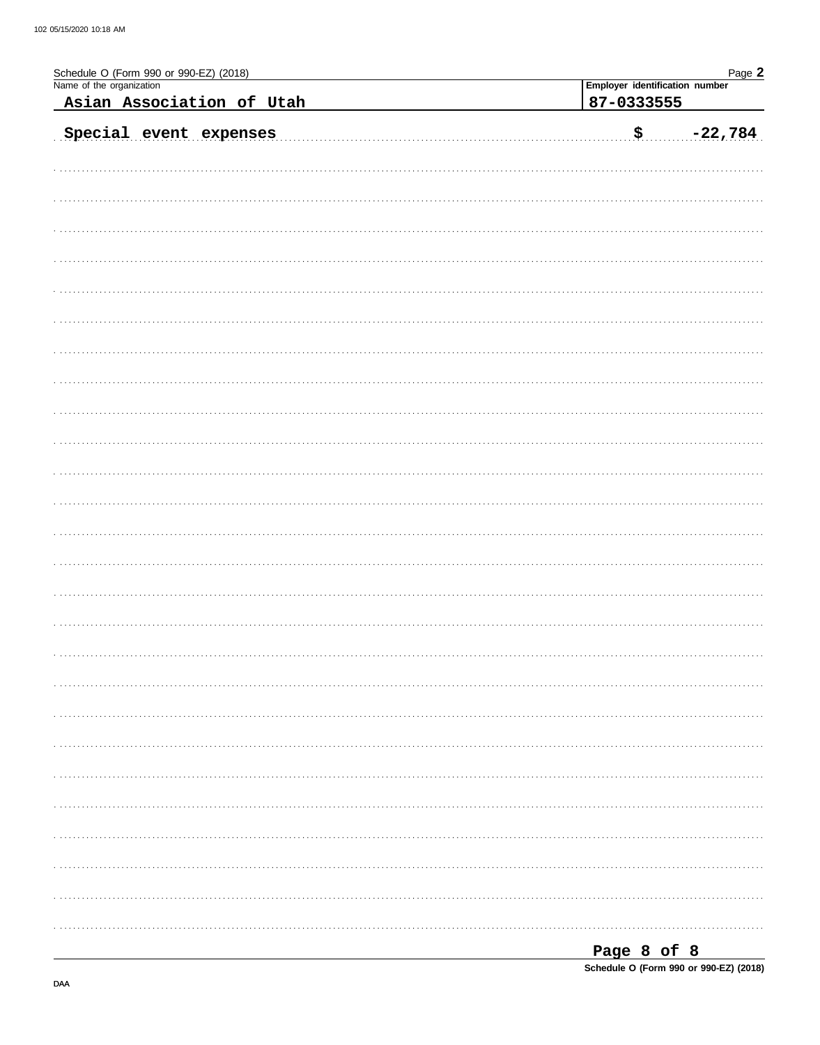Schedule O (Form 990 or 990-EZ) (2018) Page **2**

| Name of the organization | Employer identification number |
|---|---|
| Asian Association of Utah | 87-0333555 |

Special event expenses $ -22,784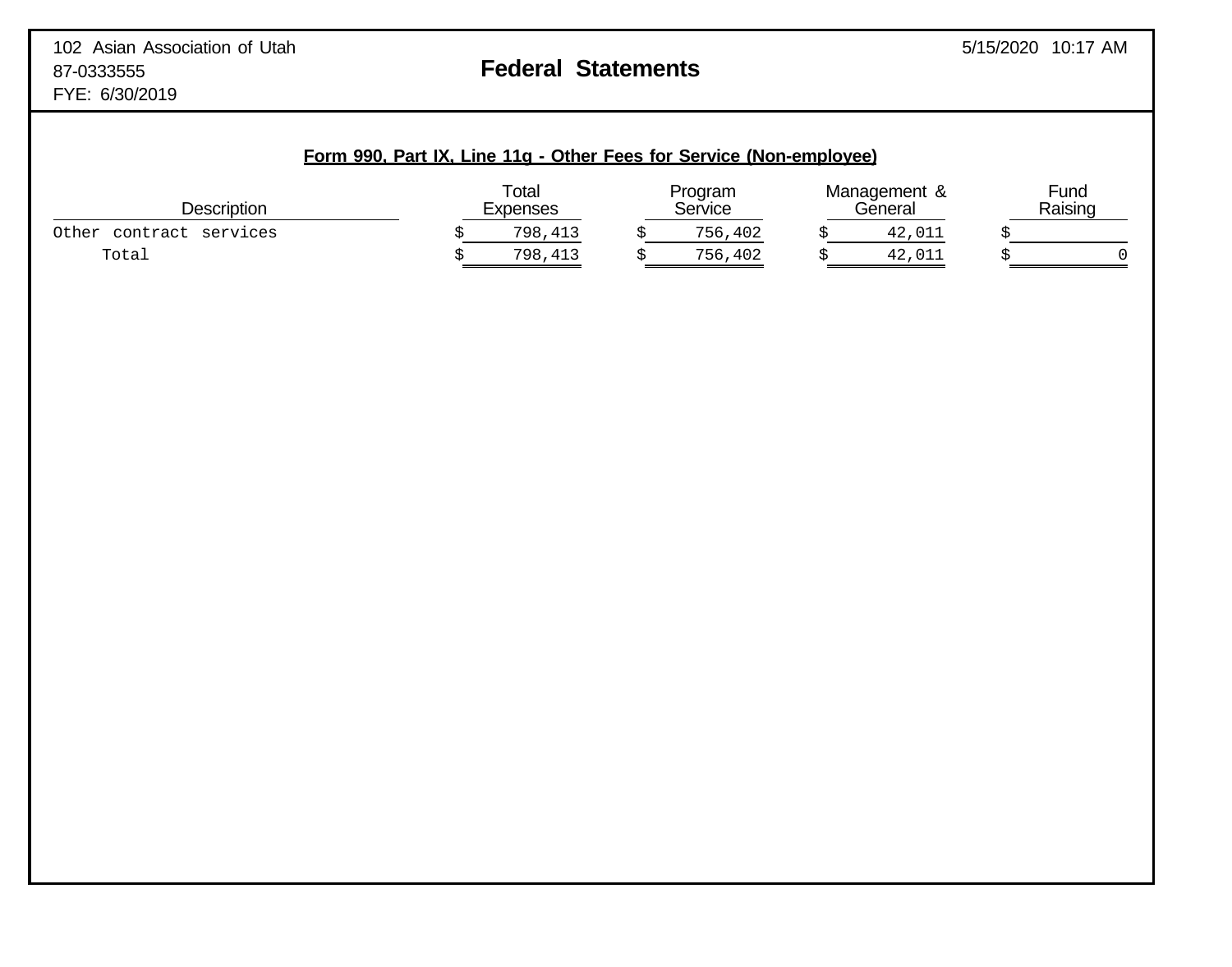102 Asian Association of Utah
87-0333555
FYE: 6/30/2019

# Federal Statements

5/15/2020 10:17 AM

## Form 990, Part IX, Line 11g - Other Fees for Service (Non-employee)

| Description | Total Expenses | Program Service | Management & General | Fund Raising |
|---|---|---|---|---|
| Other contract services | $ 798,413 | $ 756,402 | $ 42,011 | $ |
| Total | $ 798,413 | $ 756,402 | $ 42,011 | $ 0 |